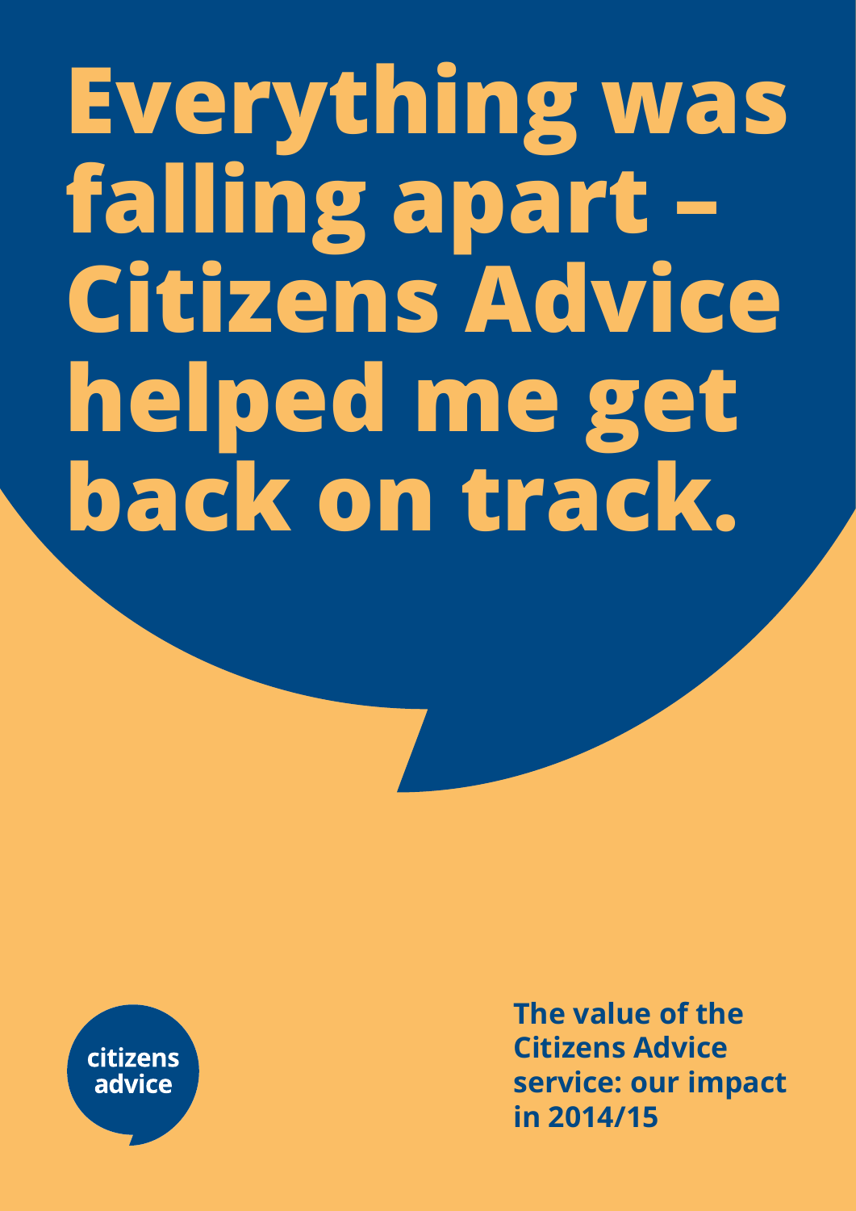# Everything was falling apart – Citizens Advice helped me get back on track.

citizens advice

**The value of the Citizens Advice service: our impact in 2014/15**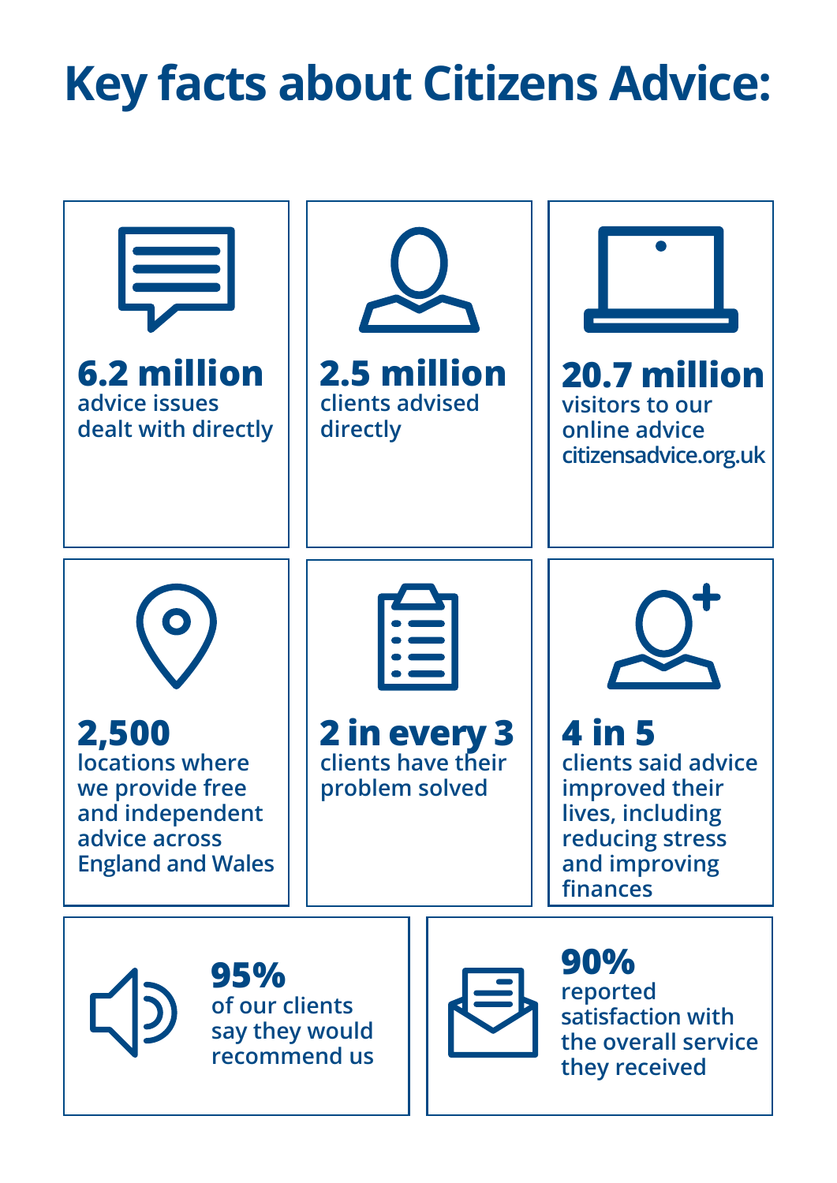# Key facts about Citizens Advice:

**6.2 million**
advice issues dealt with directly

**2.5 million**
clients advised directly

**20.7 million**
visitors to our online advice citizensadvice.org.uk

**2,500**
locations where we provide free and independent advice across England and Wales

**2 in every 3**
clients have their problem solved

**4 in 5**
clients said advice improved their lives, including reducing stress and improving finances

**95%**
of our clients say they would recommend us

**90%**
reported satisfaction with the overall service they received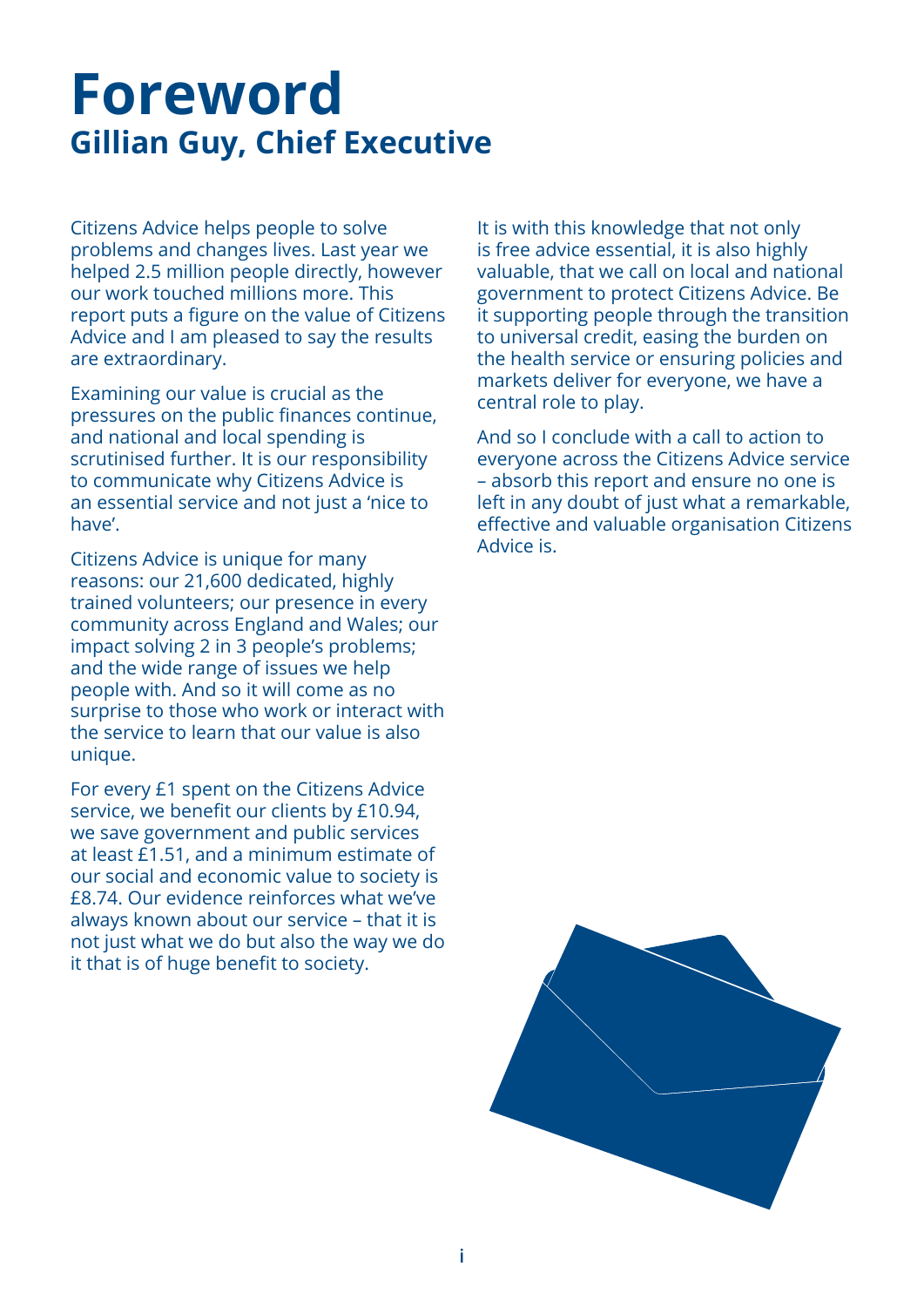# Foreword

## Gillian Guy, Chief Executive

Citizens Advice helps people to solve problems and changes lives. Last year we helped 2.5 million people directly, however our work touched millions more. This report puts a figure on the value of Citizens Advice and I am pleased to say the results are extraordinary.

Examining our value is crucial as the pressures on the public finances continue, and national and local spending is scrutinised further. It is our responsibility to communicate why Citizens Advice is an essential service and not just a 'nice to have'.

Citizens Advice is unique for many reasons: our 21,600 dedicated, highly trained volunteers; our presence in every community across England and Wales; our impact solving 2 in 3 people's problems; and the wide range of issues we help people with. And so it will come as no surprise to those who work or interact with the service to learn that our value is also unique.

For every £1 spent on the Citizens Advice service, we benefit our clients by £10.94, we save government and public services at least £1.51, and a minimum estimate of our social and economic value to society is £8.74. Our evidence reinforces what we've always known about our service – that it is not just what we do but also the way we do it that is of huge benefit to society.

It is with this knowledge that not only is free advice essential, it is also highly valuable, that we call on local and national government to protect Citizens Advice. Be it supporting people through the transition to universal credit, easing the burden on the health service or ensuring policies and markets deliver for everyone, we have a central role to play.

And so I conclude with a call to action to everyone across the Citizens Advice service – absorb this report and ensure no one is left in any doubt of just what a remarkable, effective and valuable organisation Citizens Advice is.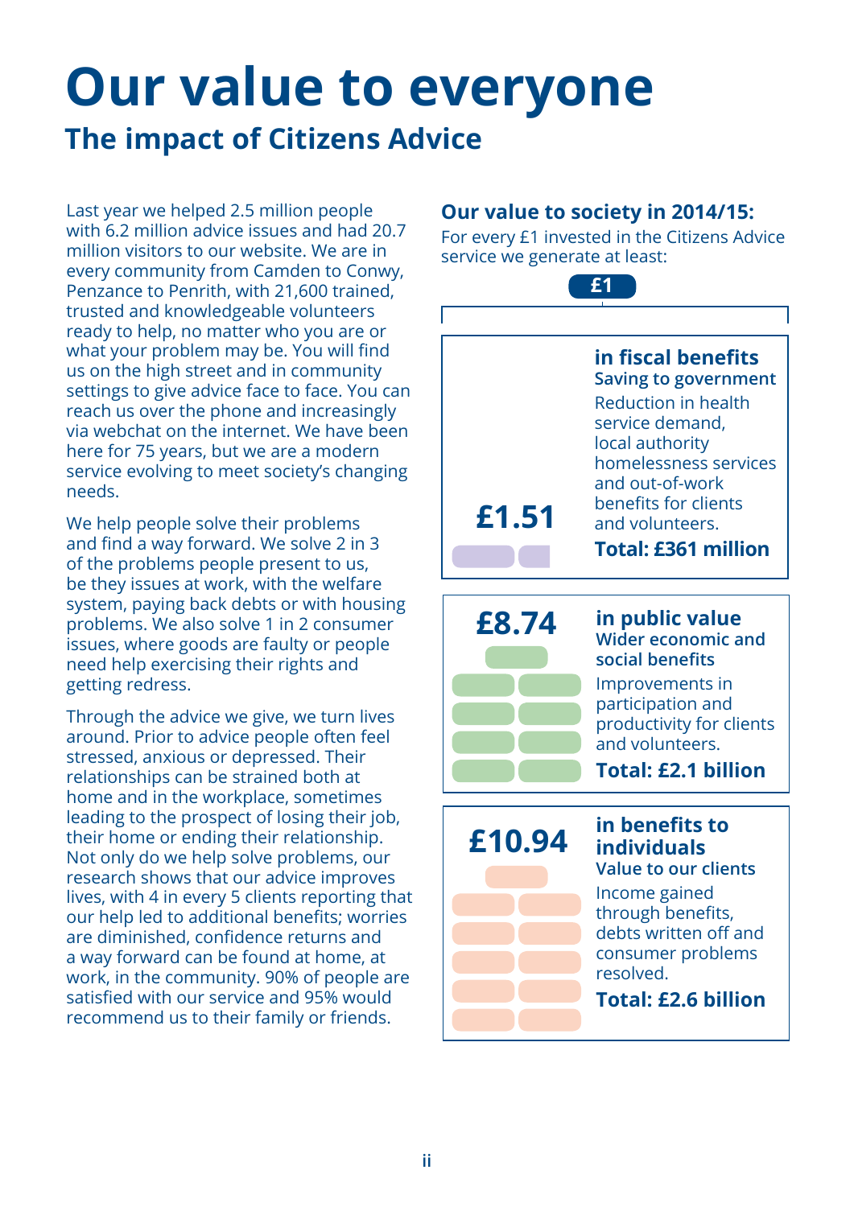# Our value to everyone

## The impact of Citizens Advice

Last year we helped 2.5 million people with 6.2 million advice issues and had 20.7 million visitors to our website. We are in every community from Camden to Conwy, Penzance to Penrith, with 21,600 trained, trusted and knowledgeable volunteers ready to help, no matter who you are or what your problem may be. You will find us on the high street and in community settings to give advice face to face. You can reach us over the phone and increasingly via webchat on the internet. We have been here for 75 years, but we are a modern service evolving to meet society's changing needs.

We help people solve their problems and find a way forward. We solve 2 in 3 of the problems people present to us, be they issues at work, with the welfare system, paying back debts or with housing problems. We also solve 1 in 2 consumer issues, where goods are faulty or people need help exercising their rights and getting redress.

Through the advice we give, we turn lives around. Prior to advice people often feel stressed, anxious or depressed. Their relationships can be strained both at home and in the workplace, sometimes leading to the prospect of losing their job, their home or ending their relationship. Not only do we help solve problems, our research shows that our advice improves lives, with 4 in every 5 clients reporting that our help led to additional benefits; worries are diminished, confidence returns and a way forward can be found at home, at work, in the community. 90% of people are satisfied with our service and 95% would recommend us to their family or friends.

### Our value to society in 2014/15:

For every £1 invested in the Citizens Advice service we generate at least:

**£1**

**£1.51**

**in fiscal benefits**
**Saving to government**
Reduction in health service demand, local authority homelessness services and out-of-work benefits for clients and volunteers.
**Total: £361 million**

**£8.74**

**in public value**
**Wider economic and social benefits**
Improvements in participation and productivity for clients and volunteers.
**Total: £2.1 billion**

**£10.94**

**in benefits to individuals**
**Value to our clients**
Income gained through benefits, debts written off and consumer problems resolved.
**Total: £2.6 billion**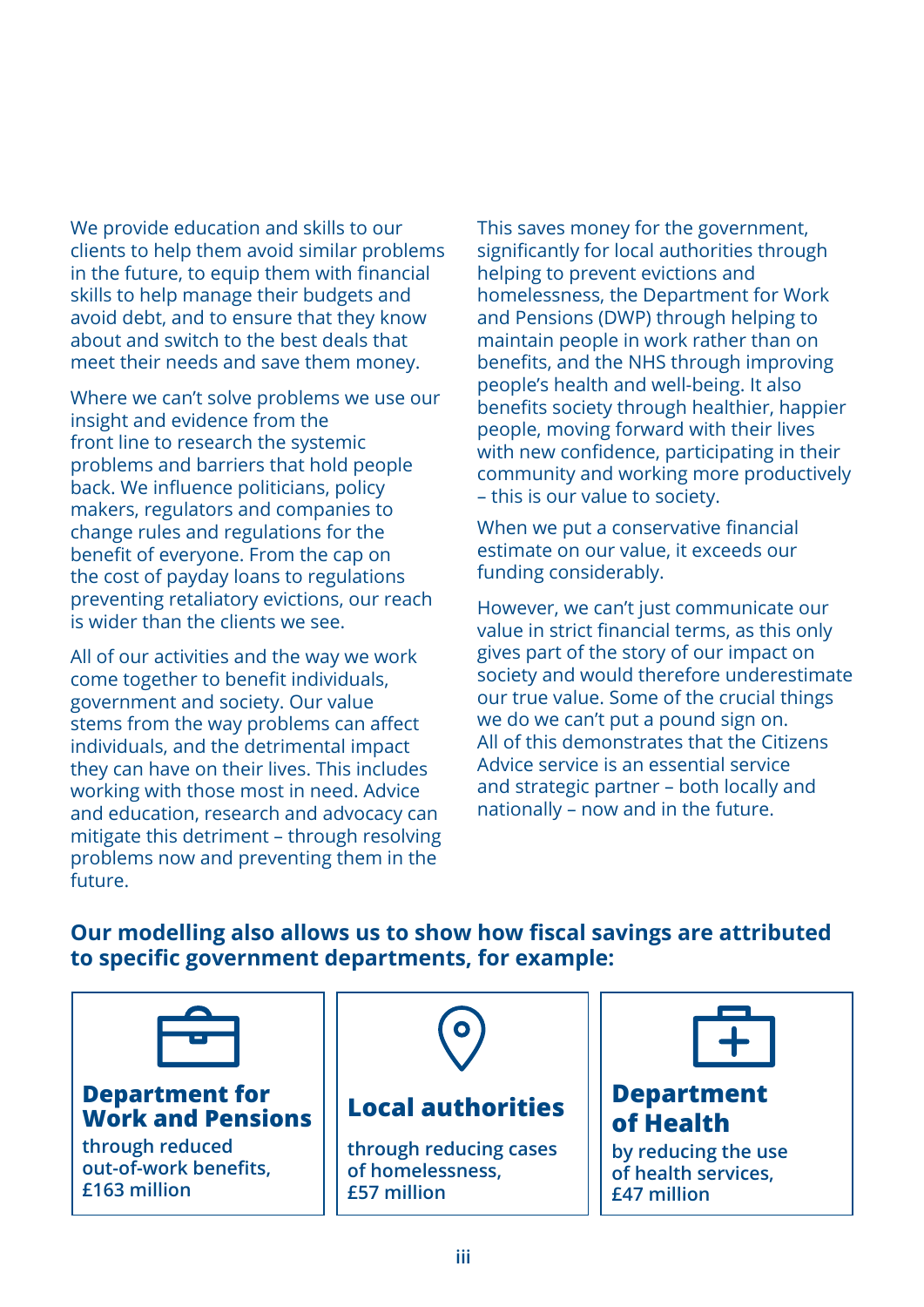We provide education and skills to our clients to help them avoid similar problems in the future, to equip them with financial skills to help manage their budgets and avoid debt, and to ensure that they know about and switch to the best deals that meet their needs and save them money.

Where we can't solve problems we use our insight and evidence from the front line to research the systemic problems and barriers that hold people back. We influence politicians, policy makers, regulators and companies to change rules and regulations for the benefit of everyone. From the cap on the cost of payday loans to regulations preventing retaliatory evictions, our reach is wider than the clients we see.

All of our activities and the way we work come together to benefit individuals, government and society. Our value stems from the way problems can affect individuals, and the detrimental impact they can have on their lives. This includes working with those most in need. Advice and education, research and advocacy can mitigate this detriment – through resolving problems now and preventing them in the future.

This saves money for the government, significantly for local authorities through helping to prevent evictions and homelessness, the Department for Work and Pensions (DWP) through helping to maintain people in work rather than on benefits, and the NHS through improving people's health and well-being. It also benefits society through healthier, happier people, moving forward with their lives with new confidence, participating in their community and working more productively – this is our value to society.

When we put a conservative financial estimate on our value, it exceeds our funding considerably.

However, we can't just communicate our value in strict financial terms, as this only gives part of the story of our impact on society and would therefore underestimate our true value. Some of the crucial things we do we can't put a pound sign on. All of this demonstrates that the Citizens Advice service is an essential service and strategic partner – both locally and nationally – now and in the future.

**Our modelling also allows us to show how fiscal savings are attributed to specific government departments, for example:**

**Department for Work and Pensions**
through reduced out-of-work benefits, £163 million

**Local authorities**
through reducing cases of homelessness, £57 million

**Department of Health**
by reducing the use of health services, £47 million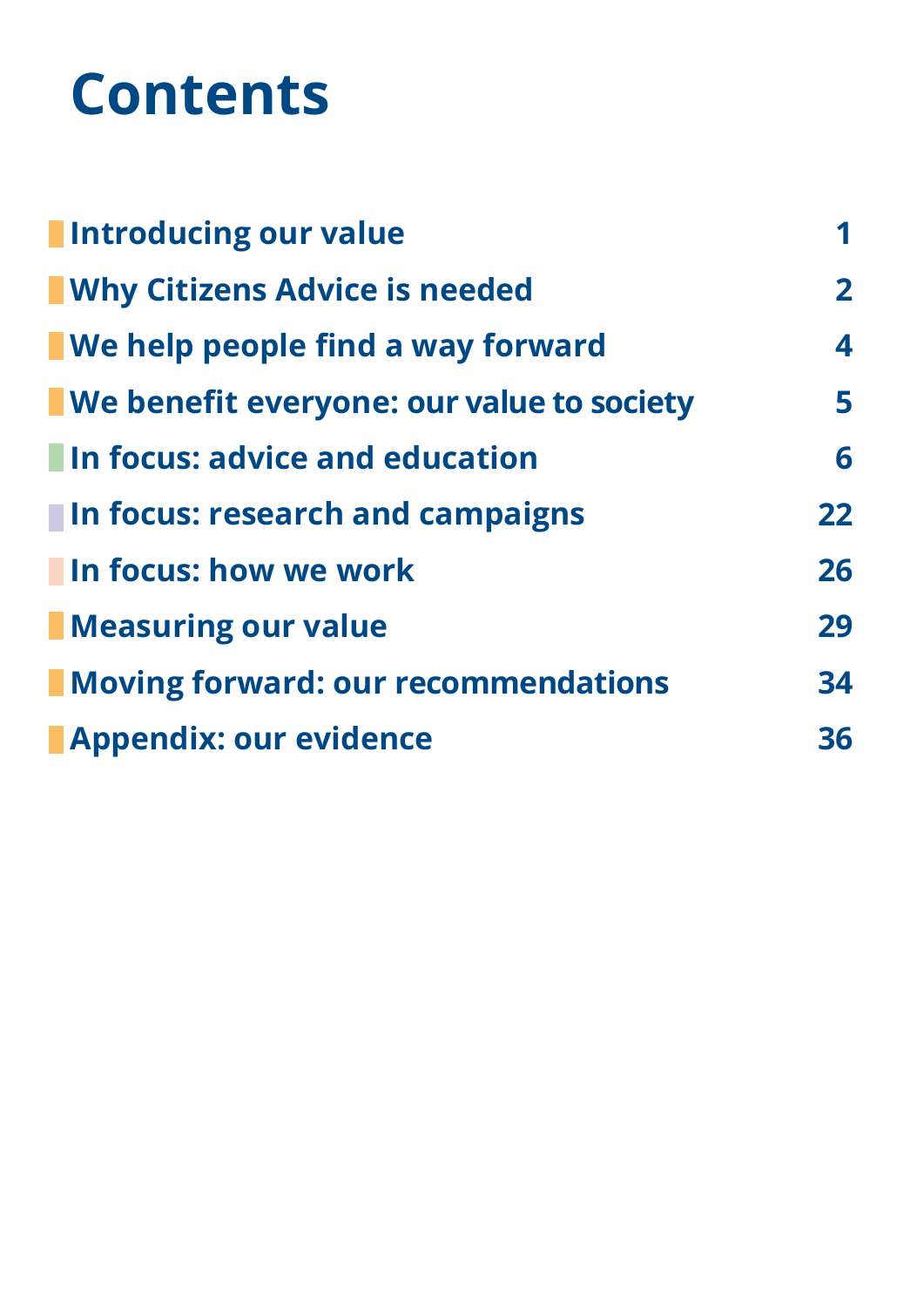# Contents

| | |
|---|---|
| Introducing our value | 1 |
| Why Citizens Advice is needed | 2 |
| We help people find a way forward | 4 |
| We benefit everyone: our value to society | 5 |
| In focus: advice and education | 6 |
| In focus: research and campaigns | 22 |
| In focus: how we work | 26 |
| Measuring our value | 29 |
| Moving forward: our recommendations | 34 |
| Appendix: our evidence | 36 |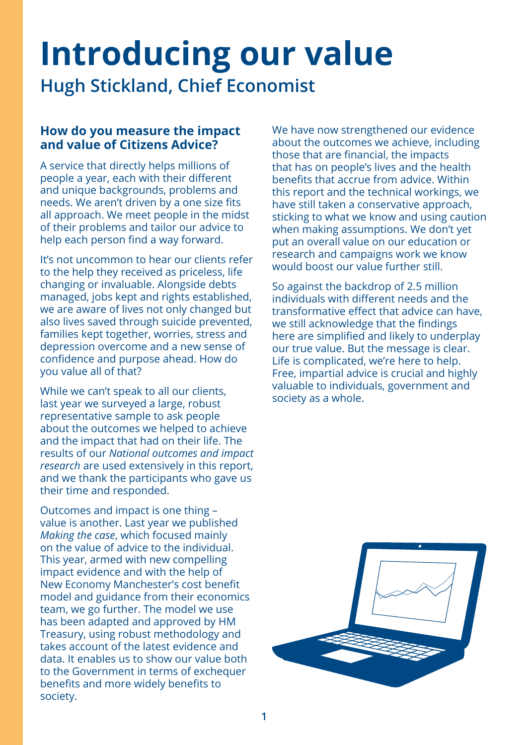# Introducing our value

## Hugh Stickland, Chief Economist

### How do you measure the impact and value of Citizens Advice?

A service that directly helps millions of people a year, each with their different and unique backgrounds, problems and needs. We aren't driven by a one size fits all approach. We meet people in the midst of their problems and tailor our advice to help each person find a way forward.

It's not uncommon to hear our clients refer to the help they received as priceless, life changing or invaluable. Alongside debts managed, jobs kept and rights established, we are aware of lives not only changed but also lives saved through suicide prevented, families kept together, worries, stress and depression overcome and a new sense of confidence and purpose ahead. How do you value all of that?

While we can't speak to all our clients, last year we surveyed a large, robust representative sample to ask people about the outcomes we helped to achieve and the impact that had on their life. The results of our *National outcomes and impact research* are used extensively in this report, and we thank the participants who gave us their time and responded.

Outcomes and impact is one thing – value is another. Last year we published *Making the case*, which focused mainly on the value of advice to the individual. This year, armed with new compelling impact evidence and with the help of New Economy Manchester's cost benefit model and guidance from their economics team, we go further. The model we use has been adapted and approved by HM Treasury, using robust methodology and takes account of the latest evidence and data. It enables us to show our value both to the Government in terms of exchequer benefits and more widely benefits to society.

We have now strengthened our evidence about the outcomes we achieve, including those that are financial, the impacts that has on people's lives and the health benefits that accrue from advice. Within this report and the technical workings, we have still taken a conservative approach, sticking to what we know and using caution when making assumptions. We don't yet put an overall value on our education or research and campaigns work we know would boost our value further still.

So against the backdrop of 2.5 million individuals with different needs and the transformative effect that advice can have, we still acknowledge that the findings here are simplified and likely to underplay our true value. But the message is clear. Life is complicated, we're here to help. Free, impartial advice is crucial and highly valuable to individuals, government and society as a whole.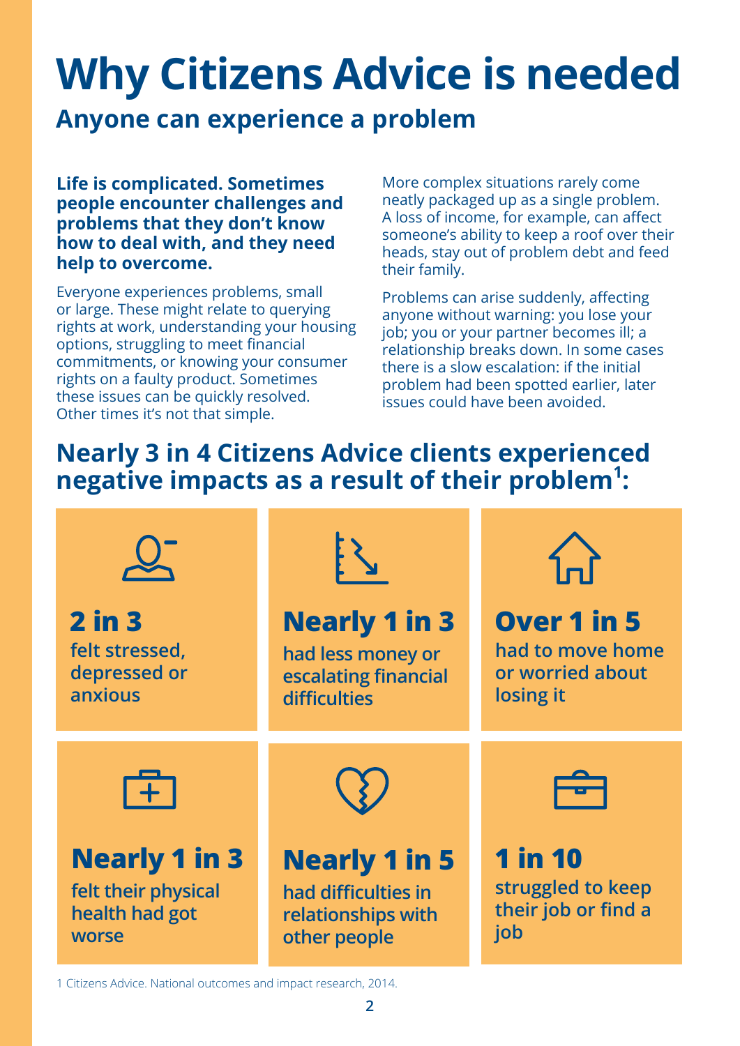# Why Citizens Advice is needed

## Anyone can experience a problem

**Life is complicated. Sometimes people encounter challenges and problems that they don't know how to deal with, and they need help to overcome.**

Everyone experiences problems, small or large. These might relate to querying rights at work, understanding your housing options, struggling to meet financial commitments, or knowing your consumer rights on a faulty product. Sometimes these issues can be quickly resolved. Other times it's not that simple.

More complex situations rarely come neatly packaged up as a single problem. A loss of income, for example, can affect someone's ability to keep a roof over their heads, stay out of problem debt and feed their family.

Problems can arise suddenly, affecting anyone without warning: you lose your job; you or your partner becomes ill; a relationship breaks down. In some cases there is a slow escalation: if the initial problem had been spotted earlier, later issues could have been avoided.

## Nearly 3 in 4 Citizens Advice clients experienced negative impacts as a result of their problem[1]:

**2 in 3**
felt stressed, depressed or anxious

**Nearly 1 in 3**
had less money or escalating financial difficulties

**Over 1 in 5**
had to move home or worried about losing it

**Nearly 1 in 3**
felt their physical health had got worse

**Nearly 1 in 5**
had difficulties in relationships with other people

**1 in 10**
struggled to keep their job or find a job

1 Citizens Advice. National outcomes and impact research, 2014.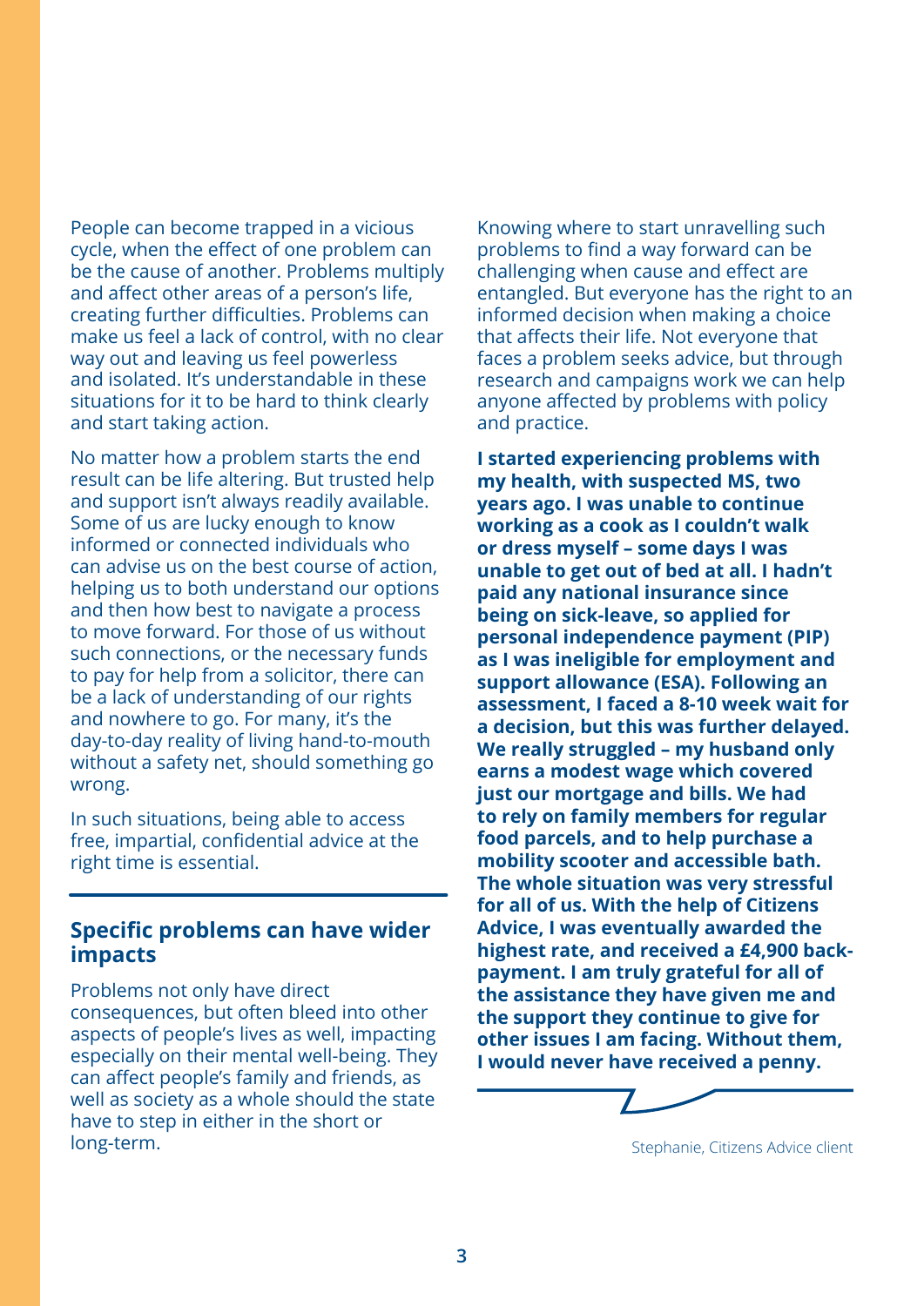People can become trapped in a vicious cycle, when the effect of one problem can be the cause of another. Problems multiply and affect other areas of a person's life, creating further difficulties. Problems can make us feel a lack of control, with no clear way out and leaving us feel powerless and isolated. It's understandable in these situations for it to be hard to think clearly and start taking action.

No matter how a problem starts the end result can be life altering. But trusted help and support isn't always readily available. Some of us are lucky enough to know informed or connected individuals who can advise us on the best course of action, helping us to both understand our options and then how best to navigate a process to move forward. For those of us without such connections, or the necessary funds to pay for help from a solicitor, there can be a lack of understanding of our rights and nowhere to go. For many, it's the day-to-day reality of living hand-to-mouth without a safety net, should something go wrong.

In such situations, being able to access free, impartial, confidential advice at the right time is essential.

## Specific problems can have wider impacts

Problems not only have direct consequences, but often bleed into other aspects of people's lives as well, impacting especially on their mental well-being. They can affect people's family and friends, as well as society as a whole should the state have to step in either in the short or long-term.

Knowing where to start unravelling such problems to find a way forward can be challenging when cause and effect are entangled. But everyone has the right to an informed decision when making a choice that affects their life. Not everyone that faces a problem seeks advice, but through research and campaigns work we can help anyone affected by problems with policy and practice.

**I started experiencing problems with my health, with suspected MS, two years ago. I was unable to continue working as a cook as I couldn't walk or dress myself – some days I was unable to get out of bed at all. I hadn't paid any national insurance since being on sick-leave, so applied for personal independence payment (PIP) as I was ineligible for employment and support allowance (ESA). Following an assessment, I faced a 8-10 week wait for a decision, but this was further delayed. We really struggled – my husband only earns a modest wage which covered just our mortgage and bills. We had to rely on family members for regular food parcels, and to help purchase a mobility scooter and accessible bath. The whole situation was very stressful for all of us. With the help of Citizens Advice, I was eventually awarded the highest rate, and received a £4,900 back-payment. I am truly grateful for all of the assistance they have given me and the support they continue to give for other issues I am facing. Without them, I would never have received a penny.**

Stephanie, Citizens Advice client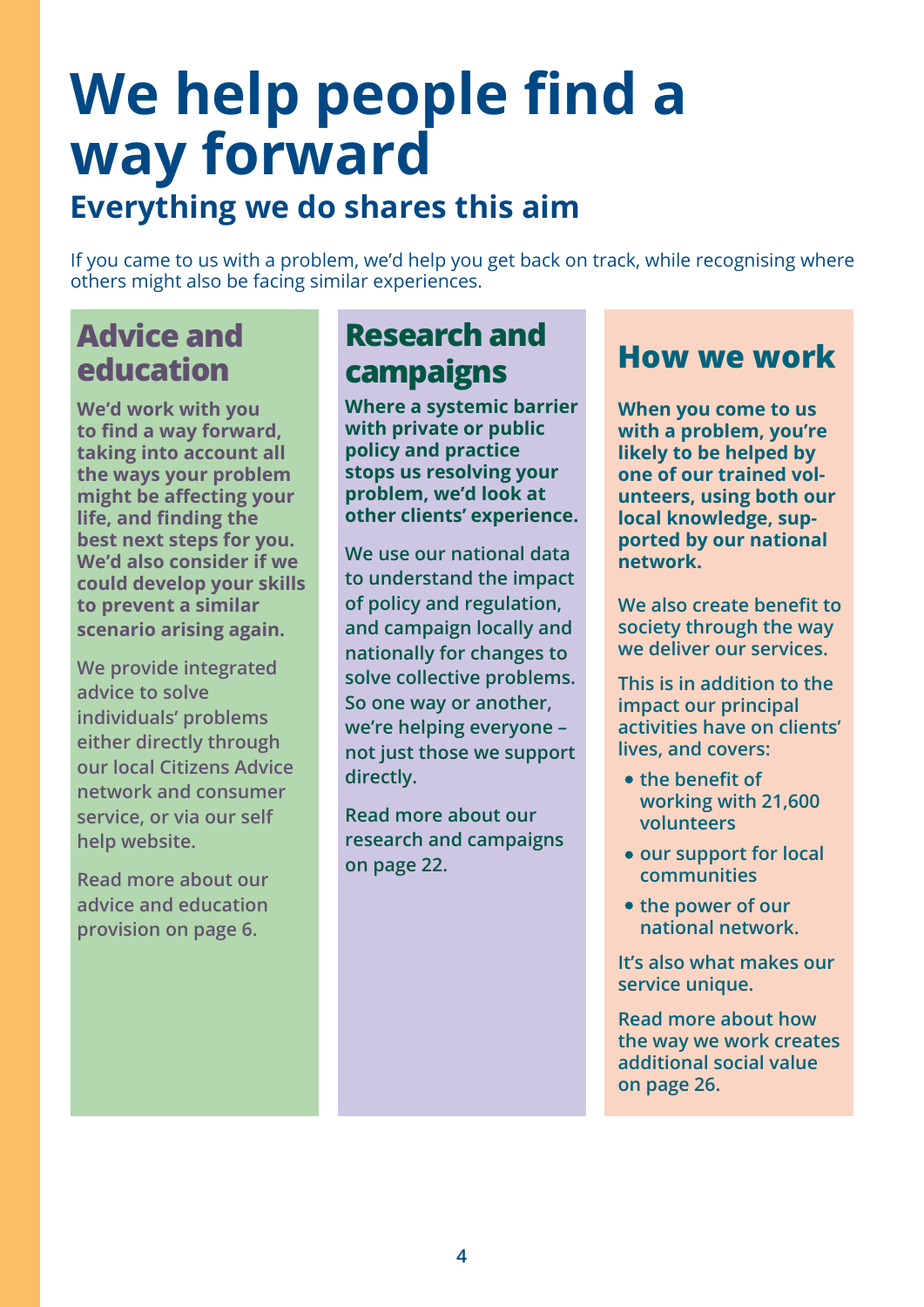# We help people find a way forward

## Everything we do shares this aim

If you came to us with a problem, we'd help you get back on track, while recognising where others might also be facing similar experiences.

### Advice and education

**We'd work with you to find a way forward, taking into account all the ways your problem might be affecting your life, and finding the best next steps for you. We'd also consider if we could develop your skills to prevent a similar scenario arising again.**

We provide integrated advice to solve individuals' problems either directly through our local Citizens Advice network and consumer service, or via our self help website.

Read more about our advice and education provision on page 6.

### Research and campaigns

**Where a systemic barrier with private or public policy and practice stops us resolving your problem, we'd look at other clients' experience.**

We use our national data to understand the impact of policy and regulation, and campaign locally and nationally for changes to solve collective problems. So one way or another, we're helping everyone – not just those we support directly.

Read more about our research and campaigns on page 22.

### How we work

**When you come to us with a problem, you're likely to be helped by one of our trained volunteers, using both our local knowledge, supported by our national network.**

We also create benefit to society through the way we deliver our services.

This is in addition to the impact our principal activities have on clients' lives, and covers:

- the benefit of working with 21,600 volunteers
- our support for local communities
- the power of our national network.

It's also what makes our service unique.

Read more about how the way we work creates additional social value on page 26.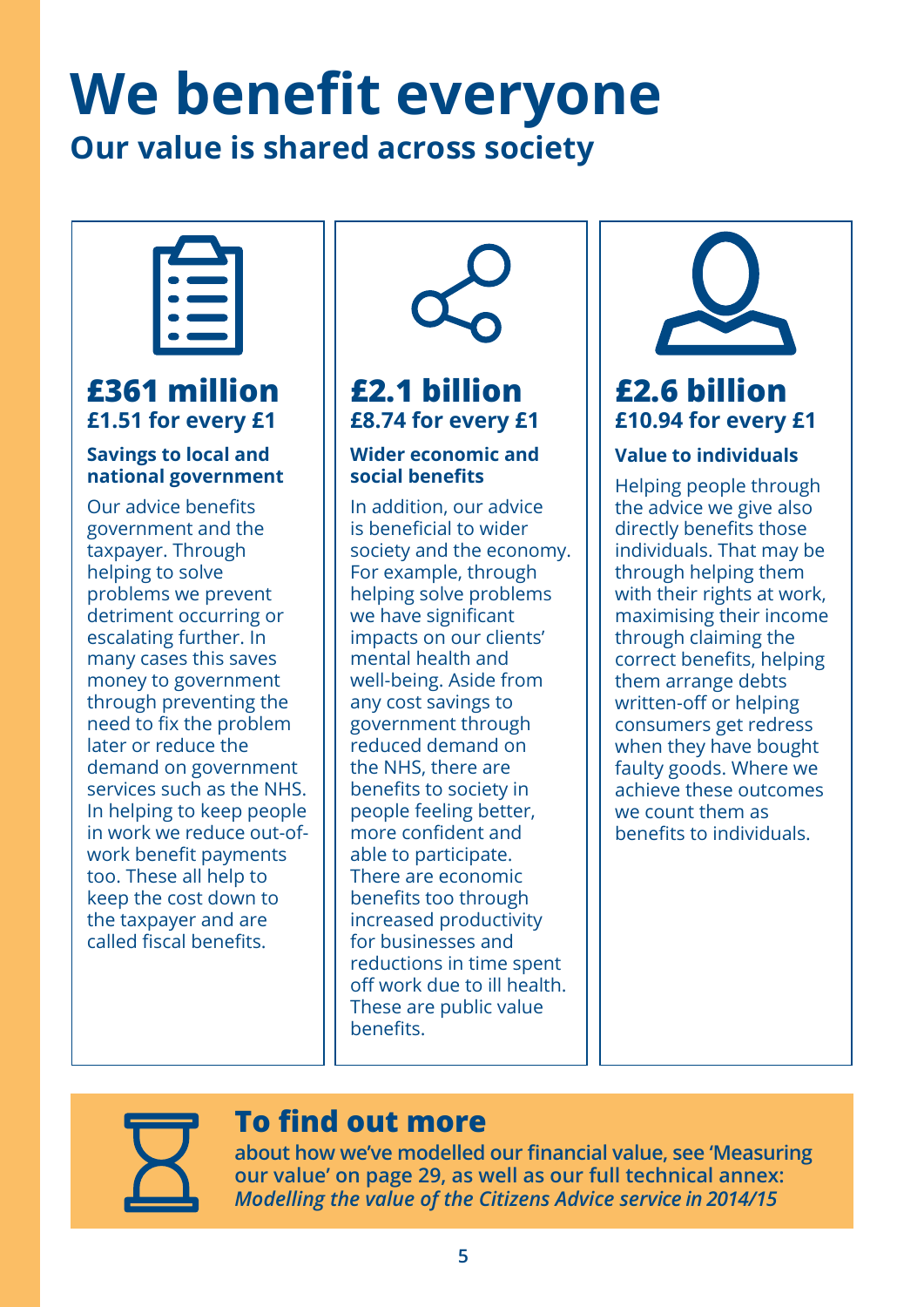# We benefit everyone

## Our value is shared across society

### £361 million

**£1.51 for every £1**

**Savings to local and national government**

Our advice benefits government and the taxpayer. Through helping to solve problems we prevent detriment occurring or escalating further. In many cases this saves money to government through preventing the need to fix the problem later or reduce the demand on government services such as the NHS. In helping to keep people in work we reduce out-of-work benefit payments too. These all help to keep the cost down to the taxpayer and are called fiscal benefits.

### £2.1 billion

**£8.74 for every £1**

**Wider economic and social benefits**

In addition, our advice is beneficial to wider society and the economy. For example, through helping solve problems we have significant impacts on our clients' mental health and well-being. Aside from any cost savings to government through reduced demand on the NHS, there are benefits to society in people feeling better, more confident and able to participate. There are economic benefits too through increased productivity for businesses and reductions in time spent off work due to ill health. These are public value benefits.

### £2.6 billion

**£10.94 for every £1**

**Value to individuals**

Helping people through the advice we give also directly benefits those individuals. That may be through helping them with their rights at work, maximising their income through claiming the correct benefits, helping them arrange debts written-off or helping consumers get redress when they have bought faulty goods. Where we achieve these outcomes we count them as benefits to individuals.

### To find out more

**about how we've modelled our financial value, see 'Measuring our value' on page 29, as well as our full technical annex:** ***Modelling the value of the Citizens Advice service in 2014/15***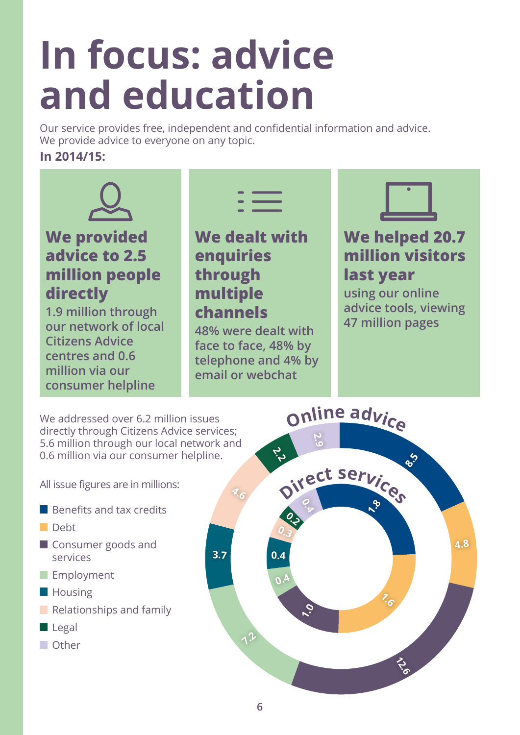# In focus: advice and education

Our service provides free, independent and confidential information and advice. We provide advice to everyone on any topic.

**In 2014/15:**

**We provided advice to 2.5 million people directly**
1.9 million through our network of local Citizens Advice centres and 0.6 million via our consumer helpline

**We dealt with enquiries through multiple channels**
48% were dealt with face to face, 48% by telephone and 4% by email or webchat

**We helped 20.7 million visitors last year**
using our online advice tools, viewing 47 million pages

We addressed over 6.2 million issues directly through Citizens Advice services; 5.6 million through our local network and 0.6 million via our consumer helpline.

All issue figures are in millions:

| Category | Online advice | Direct services |
|---|---|---|
| Benefits and tax credits | 8.5 | 1.8 |
| Debt | 4.8 | 1.6 |
| Consumer goods and services | 12.6 | 1.0 |
| Employment | 7.2 | 0.4 |
| Housing | 3.7 | 0.4 |
| Relationships and family | 4.6 | 0.3 |
| Legal | 2.2 | 0.2 |
| Other | 2.9 | 0.4 |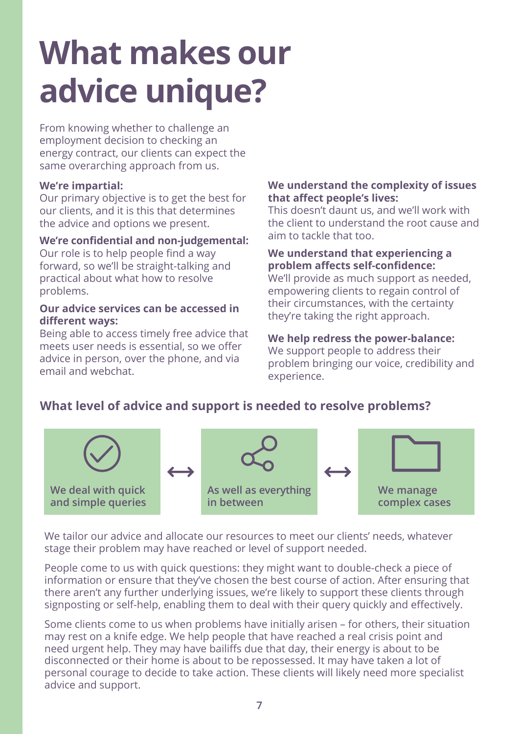# What makes our advice unique?

From knowing whether to challenge an employment decision to checking an energy contract, our clients can expect the same overarching approach from us.

**We're impartial:**
Our primary objective is to get the best for our clients, and it is this that determines the advice and options we present.

**We're confidential and non-judgemental:**
Our role is to help people find a way forward, so we'll be straight-talking and practical about what how to resolve problems.

**Our advice services can be accessed in different ways:**
Being able to access timely free advice that meets user needs is essential, so we offer advice in person, over the phone, and via email and webchat.

**We understand the complexity of issues that affect people's lives:**
This doesn't daunt us, and we'll work with the client to understand the root cause and aim to tackle that too.

**We understand that experiencing a problem affects self-confidence:**
We'll provide as much support as needed, empowering clients to regain control of their circumstances, with the certainty they're taking the right approach.

**We help redress the power-balance:**
We support people to address their problem bringing our voice, credibility and experience.

## What level of advice and support is needed to resolve problems?

We deal with quick and simple queries ⟷ As well as everything in between ⟷ We manage complex cases

We tailor our advice and allocate our resources to meet our clients' needs, whatever stage their problem may have reached or level of support needed.

People come to us with quick questions: they might want to double-check a piece of information or ensure that they've chosen the best course of action. After ensuring that there aren't any further underlying issues, we're likely to support these clients through signposting or self-help, enabling them to deal with their query quickly and effectively.

Some clients come to us when problems have initially arisen – for others, their situation may rest on a knife edge. We help people that have reached a real crisis point and need urgent help. They may have bailiffs due that day, their energy is about to be disconnected or their home is about to be repossessed. It may have taken a lot of personal courage to decide to take action. These clients will likely need more specialist advice and support.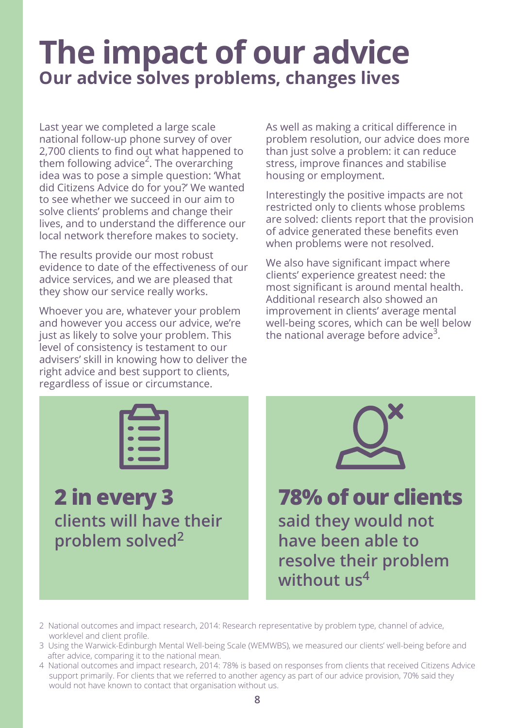# The impact of our advice

## Our advice solves problems, changes lives

Last year we completed a large scale national follow-up phone survey of over 2,700 clients to find out what happened to them following advice[2]. The overarching idea was to pose a simple question: 'What did Citizens Advice do for you?' We wanted to see whether we succeed in our aim to solve clients' problems and change their lives, and to understand the difference our local network therefore makes to society.

The results provide our most robust evidence to date of the effectiveness of our advice services, and we are pleased that they show our service really works.

Whoever you are, whatever your problem and however you access our advice, we're just as likely to solve your problem. This level of consistency is testament to our advisers' skill in knowing how to deliver the right advice and best support to clients, regardless of issue or circumstance.

As well as making a critical difference in problem resolution, our advice does more than just solve a problem: it can reduce stress, improve finances and stabilise housing or employment.

Interestingly the positive impacts are not restricted only to clients whose problems are solved: clients report that the provision of advice generated these benefits even when problems were not resolved.

We also have significant impact where clients' experience greatest need: the most significant is around mental health. Additional research also showed an improvement in clients' average mental well-being scores, which can be well below the national average before advice[3].

**2 in every 3**
**clients will have their problem solved[2]**

**78% of our clients**
**said they would not have been able to resolve their problem without us[4]**

2 National outcomes and impact research, 2014: Research representative by problem type, channel of advice, worklevel and client profile.

3 Using the Warwick-Edinburgh Mental Well-being Scale (WEMWBS), we measured our clients' well-being before and after advice, comparing it to the national mean.

4 National outcomes and impact research, 2014: 78% is based on responses from clients that received Citizens Advice support primarily. For clients that we referred to another agency as part of our advice provision, 70% said they would not have known to contact that organisation without us.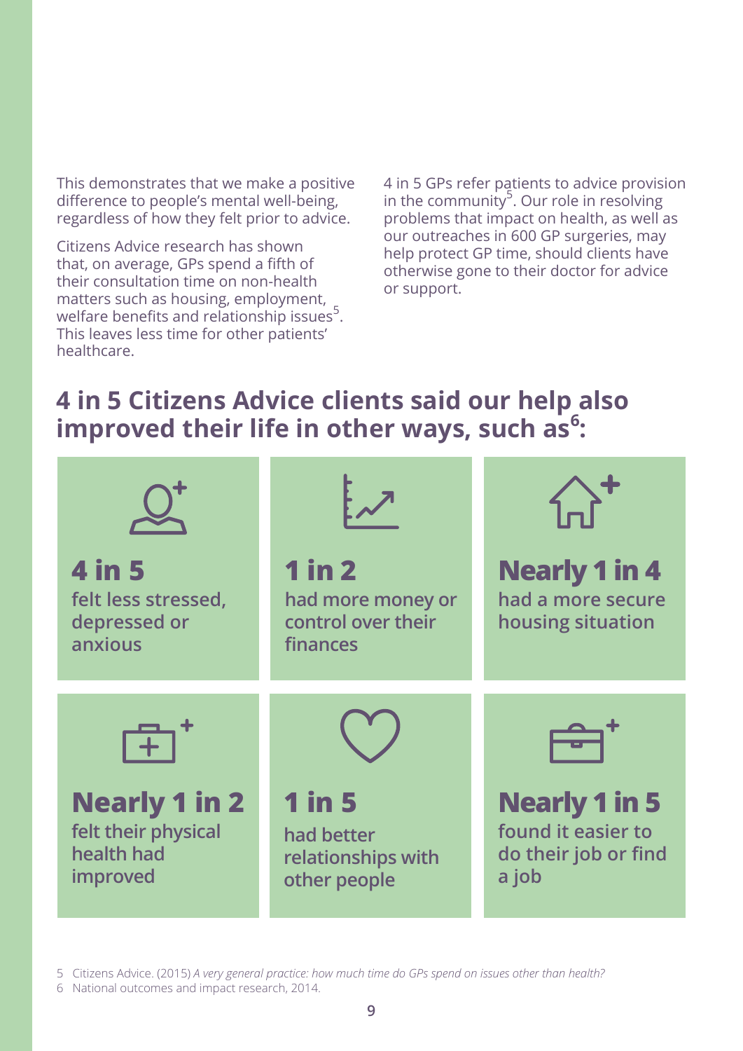This demonstrates that we make a positive difference to people's mental well-being, regardless of how they felt prior to advice.

Citizens Advice research has shown that, on average, GPs spend a fifth of their consultation time on non-health matters such as housing, employment, welfare benefits and relationship issues[5]. This leaves less time for other patients' healthcare.

4 in 5 GPs refer patients to advice provision in the community[5]. Our role in resolving problems that impact on health, as well as our outreaches in 600 GP surgeries, may help protect GP time, should clients have otherwise gone to their doctor for advice or support.

## 4 in 5 Citizens Advice clients said our help also improved their life in other ways, such as[6]:

**4 in 5**
felt less stressed, depressed or anxious

**1 in 2**
had more money or control over their finances

**Nearly 1 in 4**
had a more secure housing situation

**Nearly 1 in 2**
felt their physical health had improved

**1 in 5**
had better relationships with other people

**Nearly 1 in 5**
found it easier to do their job or find a job

5 Citizens Advice. (2015) *A very general practice: how much time do GPs spend on issues other than health?*

6 National outcomes and impact research, 2014.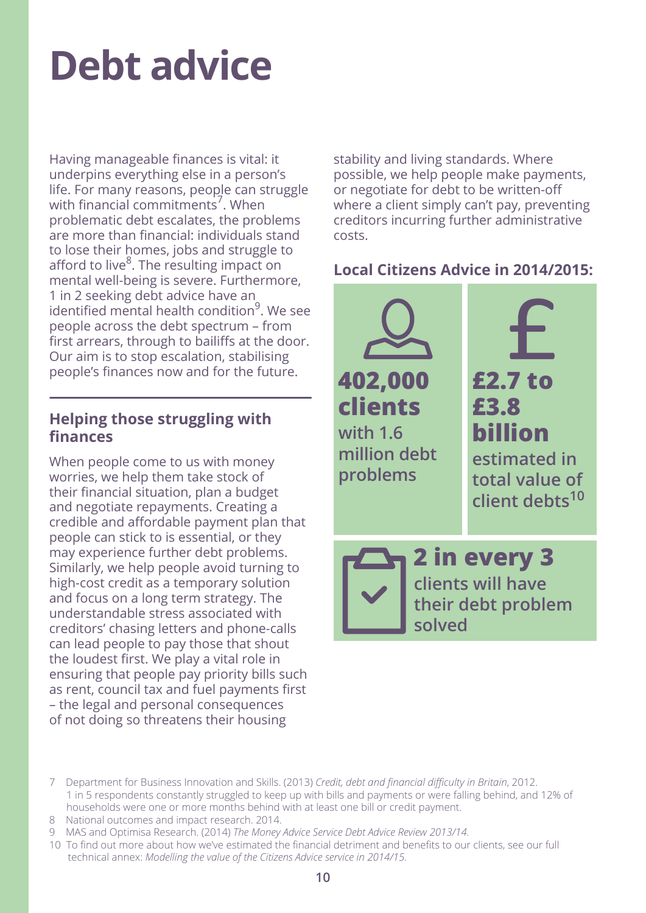# Debt advice

Having manageable finances is vital: it underpins everything else in a person's life. For many reasons, people can struggle with financial commitments[7]. When problematic debt escalates, the problems are more than financial: individuals stand to lose their homes, jobs and struggle to afford to live[8]. The resulting impact on mental well-being is severe. Furthermore, 1 in 2 seeking debt advice have an identified mental health condition[9]. We see people across the debt spectrum – from first arrears, through to bailiffs at the door. Our aim is to stop escalation, stabilising people's finances now and for the future.

## Helping those struggling with finances

When people come to us with money worries, we help them take stock of their financial situation, plan a budget and negotiate repayments. Creating a credible and affordable payment plan that people can stick to is essential, or they may experience further debt problems. Similarly, we help people avoid turning to high-cost credit as a temporary solution and focus on a long term strategy. The understandable stress associated with creditors' chasing letters and phone-calls can lead people to pay those that shout the loudest first. We play a vital role in ensuring that people pay priority bills such as rent, council tax and fuel payments first – the legal and personal consequences of not doing so threatens their housing stability and living standards. Where possible, we help people make payments, or negotiate for debt to be written-off where a client simply can't pay, preventing creditors incurring further administrative costs.

### Local Citizens Advice in 2014/2015:

**402,000 clients** with 1.6 million debt problems

**£2.7 to £3.8 billion** estimated in total value of client debts[10]

**2 in every 3** clients will have their debt problem solved

---

7 Department for Business Innovation and Skills. (2013) *Credit, debt and financial difficulty in Britain*, 2012. 1 in 5 respondents constantly struggled to keep up with bills and payments or were falling behind, and 12% of households were one or more months behind with at least one bill or credit payment.

8 National outcomes and impact research. 2014.

9 MAS and Optimisa Research. (2014) *The Money Advice Service Debt Advice Review 2013/14*.

10 To find out more about how we've estimated the financial detriment and benefits to our clients, see our full technical annex: *Modelling the value of the Citizens Advice service in 2014/15*.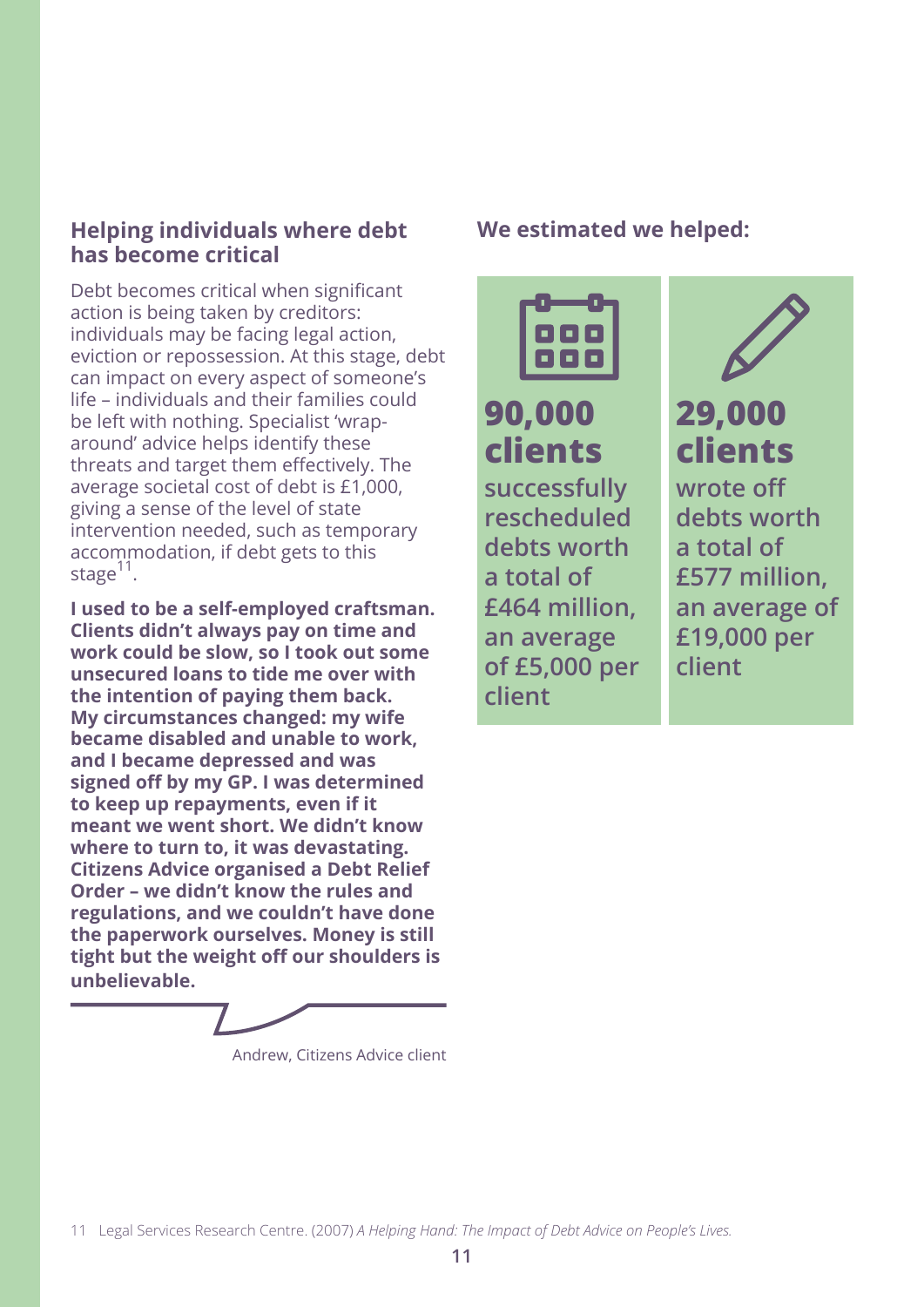## Helping individuals where debt has become critical

Debt becomes critical when significant action is being taken by creditors: individuals may be facing legal action, eviction or repossession. At this stage, debt can impact on every aspect of someone's life – individuals and their families could be left with nothing. Specialist 'wrap-around' advice helps identify these threats and target them effectively. The average societal cost of debt is £1,000, giving a sense of the level of state intervention needed, such as temporary accommodation, if debt gets to this stage[11].

**I used to be a self-employed craftsman. Clients didn't always pay on time and work could be slow, so I took out some unsecured loans to tide me over with the intention of paying them back. My circumstances changed: my wife became disabled and unable to work, and I became depressed and was signed off by my GP. I was determined to keep up repayments, even if it meant we went short. We didn't know where to turn to, it was devastating. Citizens Advice organised a Debt Relief Order – we didn't know the rules and regulations, and we couldn't have done the paperwork ourselves. Money is still tight but the weight off our shoulders is unbelievable.**

Andrew, Citizens Advice client

## We estimated we helped:

**90,000 clients**

**successfully rescheduled debts worth a total of £464 million, an average of £5,000 per client**

**29,000 clients**

**wrote off debts worth a total of £577 million, an average of £19,000 per client**

11 Legal Services Research Centre. (2007) *A Helping Hand: The Impact of Debt Advice on People's Lives.*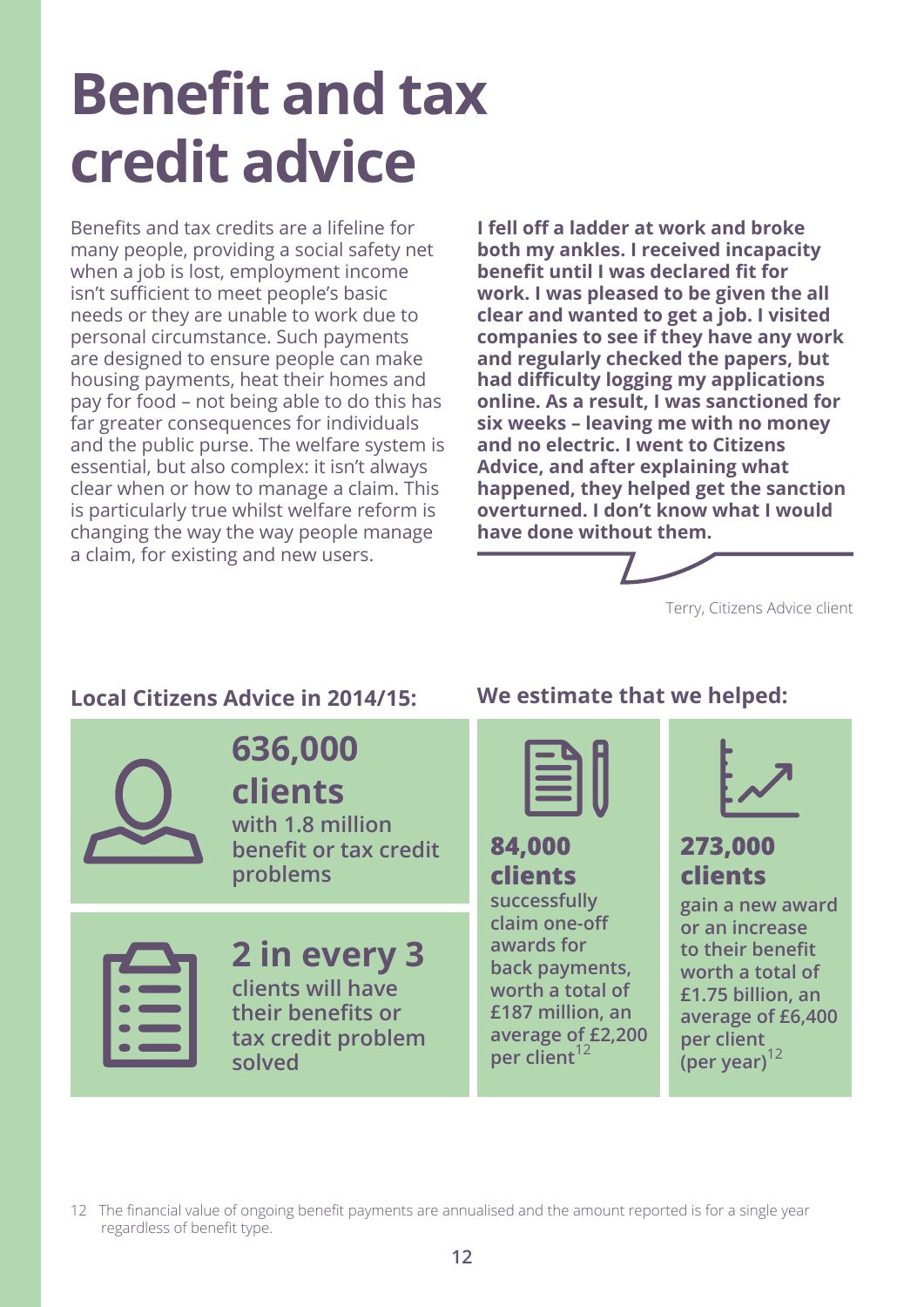# Benefit and tax credit advice

Benefits and tax credits are a lifeline for many people, providing a social safety net when a job is lost, employment income isn't sufficient to meet people's basic needs or they are unable to work due to personal circumstance. Such payments are designed to ensure people can make housing payments, heat their homes and pay for food – not being able to do this has far greater consequences for individuals and the public purse. The welfare system is essential, but also complex: it isn't always clear when or how to manage a claim. This is particularly true whilst welfare reform is changing the way the way people manage a claim, for existing and new users.

**I fell off a ladder at work and broke both my ankles. I received incapacity benefit until I was declared fit for work. I was pleased to be given the all clear and wanted to get a job. I visited companies to see if they have any work and regularly checked the papers, but had difficulty logging my applications online. As a result, I was sanctioned for six weeks – leaving me with no money and no electric. I went to Citizens Advice, and after explaining what happened, they helped get the sanction overturned. I don't know what I would have done without them.**

Terry, Citizens Advice client

### Local Citizens Advice in 2014/15:

**636,000 clients** with 1.8 million benefit or tax credit problems

**2 in every 3** clients will have their benefits or tax credit problem solved

### We estimate that we helped:

**84,000 clients** successfully claim one-off awards for back payments, worth a total of £187 million, an average of £2,200 per client[12]

**273,000 clients** gain a new award or an increase to their benefit worth a total of £1.75 billion, an average of £6,400 per client (per year)[12]

12 The financial value of ongoing benefit payments are annualised and the amount reported is for a single year regardless of benefit type.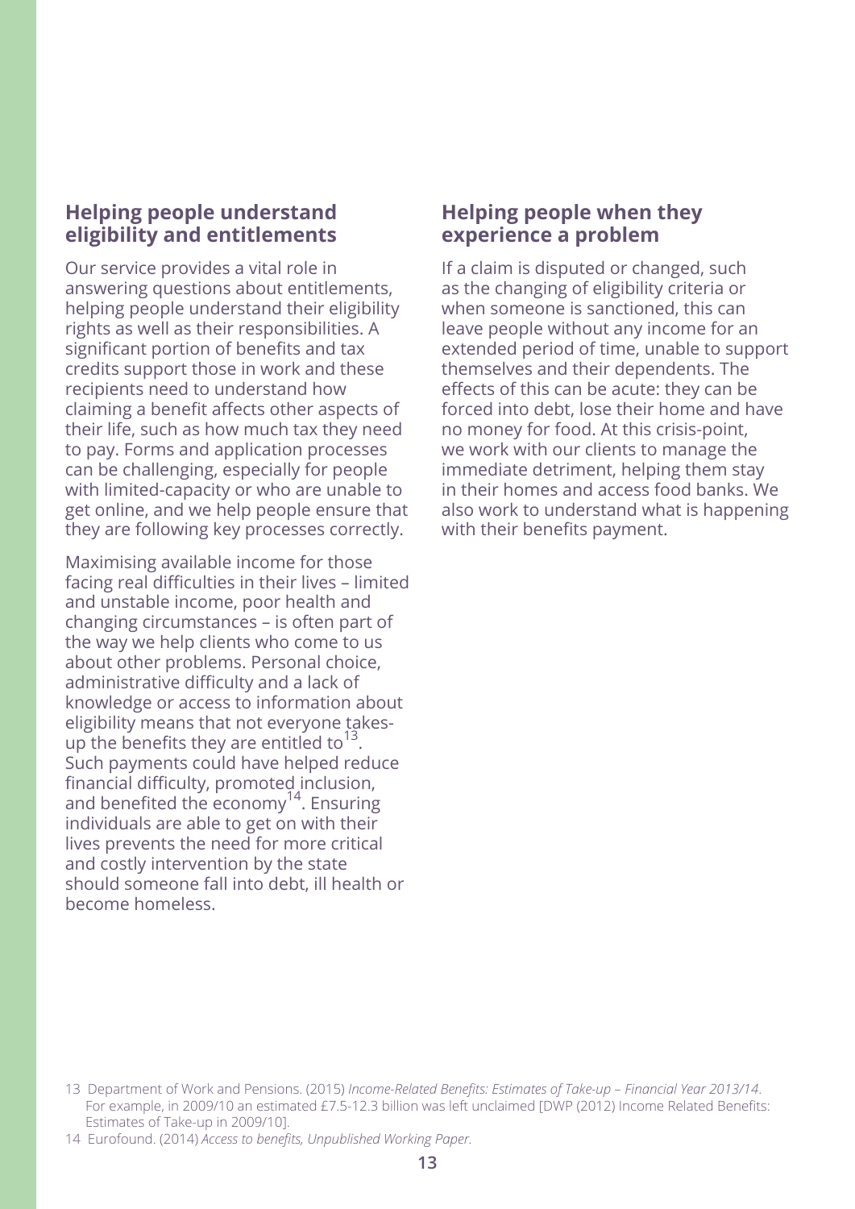## Helping people understand eligibility and entitlements

Our service provides a vital role in answering questions about entitlements, helping people understand their eligibility rights as well as their responsibilities. A significant portion of benefits and tax credits support those in work and these recipients need to understand how claiming a benefit affects other aspects of their life, such as how much tax they need to pay. Forms and application processes can be challenging, especially for people with limited-capacity or who are unable to get online, and we help people ensure that they are following key processes correctly.

Maximising available income for those facing real difficulties in their lives – limited and unstable income, poor health and changing circumstances – is often part of the way we help clients who come to us about other problems. Personal choice, administrative difficulty and a lack of knowledge or access to information about eligibility means that not everyone takes-up the benefits they are entitled to[13]. Such payments could have helped reduce financial difficulty, promoted inclusion, and benefited the economy[14]. Ensuring individuals are able to get on with their lives prevents the need for more critical and costly intervention by the state should someone fall into debt, ill health or become homeless.

## Helping people when they experience a problem

If a claim is disputed or changed, such as the changing of eligibility criteria or when someone is sanctioned, this can leave people without any income for an extended period of time, unable to support themselves and their dependents. The effects of this can be acute: they can be forced into debt, lose their home and have no money for food. At this crisis-point, we work with our clients to manage the immediate detriment, helping them stay in their homes and access food banks. We also work to understand what is happening with their benefits payment.

13 Department of Work and Pensions. (2015) *Income-Related Benefits: Estimates of Take-up – Financial Year 2013/14*. For example, in 2009/10 an estimated £7.5-12.3 billion was left unclaimed [DWP (2012) Income Related Benefits: Estimates of Take-up in 2009/10].

14 Eurofound. (2014) *Access to benefits, Unpublished Working Paper*.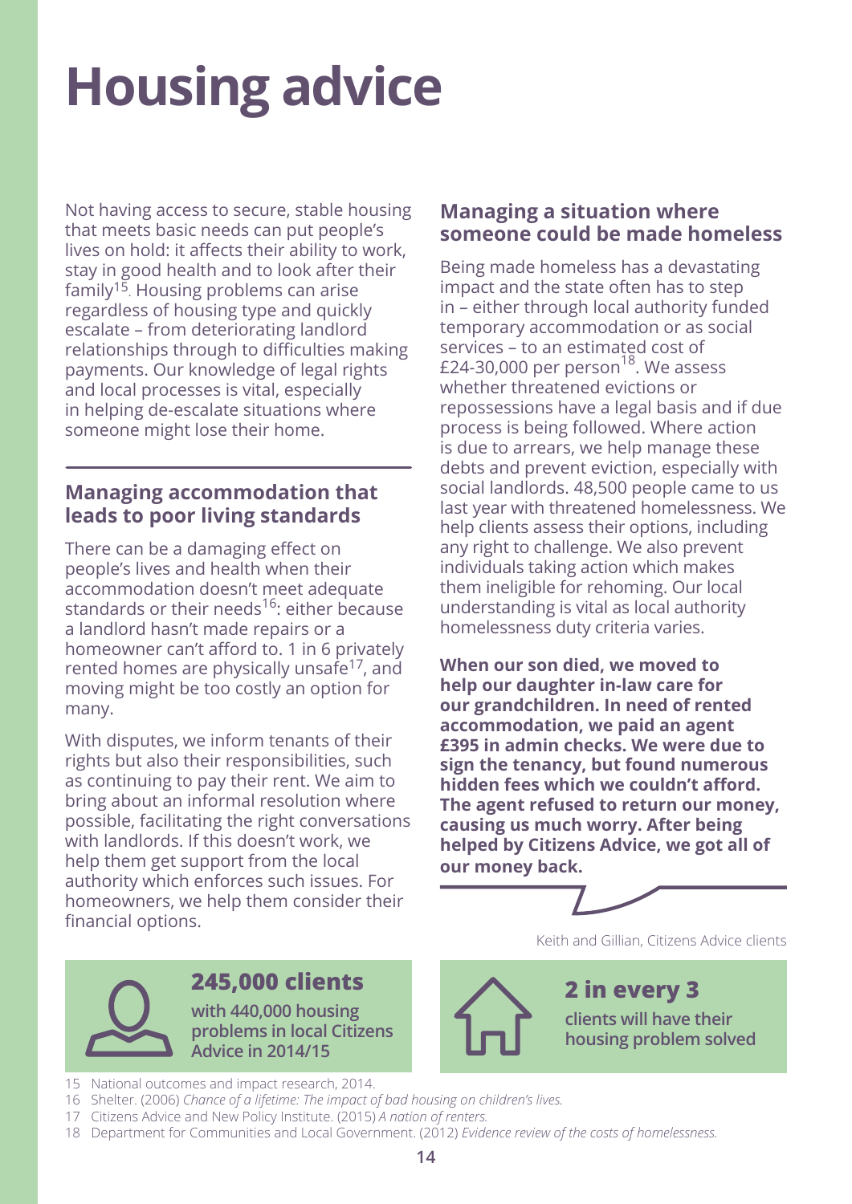# Housing advice

Not having access to secure, stable housing that meets basic needs can put people's lives on hold: it affects their ability to work, stay in good health and to look after their family[15]. Housing problems can arise regardless of housing type and quickly escalate – from deteriorating landlord relationships through to difficulties making payments. Our knowledge of legal rights and local processes is vital, especially in helping de-escalate situations where someone might lose their home.

## Managing accommodation that leads to poor living standards

There can be a damaging effect on people's lives and health when their accommodation doesn't meet adequate standards or their needs[16]: either because a landlord hasn't made repairs or a homeowner can't afford to. 1 in 6 privately rented homes are physically unsafe[17], and moving might be too costly an option for many.

With disputes, we inform tenants of their rights but also their responsibilities, such as continuing to pay their rent. We aim to bring about an informal resolution where possible, facilitating the right conversations with landlords. If this doesn't work, we help them get support from the local authority which enforces such issues. For homeowners, we help them consider their financial options.

## Managing a situation where someone could be made homeless

Being made homeless has a devastating impact and the state often has to step in – either through local authority funded temporary accommodation or as social services – to an estimated cost of £24-30,000 per person[18]. We assess whether threatened evictions or repossessions have a legal basis and if due process is being followed. Where action is due to arrears, we help manage these debts and prevent eviction, especially with social landlords. 48,500 people came to us last year with threatened homelessness. We help clients assess their options, including any right to challenge. We also prevent individuals taking action which makes them ineligible for rehoming. Our local understanding is vital as local authority homelessness duty criteria varies.

**When our son died, we moved to help our daughter in-law care for our grandchildren. In need of rented accommodation, we paid an agent £395 in admin checks. We were due to sign the tenancy, but found numerous hidden fees which we couldn't afford. The agent refused to return our money, causing us much worry. After being helped by Citizens Advice, we got all of our money back.**

Keith and Gillian, Citizens Advice clients

**245,000 clients**

**with 440,000 housing problems in local Citizens Advice in 2014/15**

**2 in every 3**

**clients will have their housing problem solved**

15 National outcomes and impact research, 2014.

16 Shelter. (2006) *Chance of a lifetime: The impact of bad housing on children's lives.*

17 Citizens Advice and New Policy Institute. (2015) *A nation of renters.*

18 Department for Communities and Local Government. (2012) *Evidence review of the costs of homelessness.*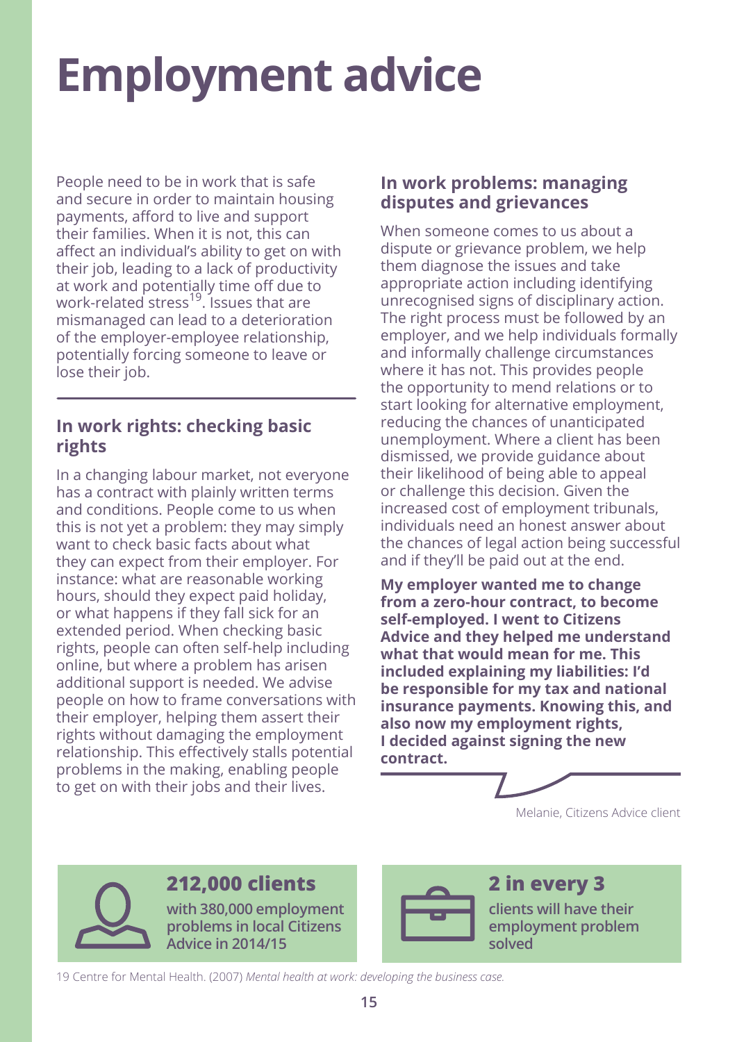# Employment advice

People need to be in work that is safe and secure in order to maintain housing payments, afford to live and support their families. When it is not, this can affect an individual's ability to get on with their job, leading to a lack of productivity at work and potentially time off due to work-related stress[19]. Issues that are mismanaged can lead to a deterioration of the employer-employee relationship, potentially forcing someone to leave or lose their job.

## In work rights: checking basic rights

In a changing labour market, not everyone has a contract with plainly written terms and conditions. People come to us when this is not yet a problem: they may simply want to check basic facts about what they can expect from their employer. For instance: what are reasonable working hours, should they expect paid holiday, or what happens if they fall sick for an extended period. When checking basic rights, people can often self-help including online, but where a problem has arisen additional support is needed. We advise people on how to frame conversations with their employer, helping them assert their rights without damaging the employment relationship. This effectively stalls potential problems in the making, enabling people to get on with their jobs and their lives.

## In work problems: managing disputes and grievances

When someone comes to us about a dispute or grievance problem, we help them diagnose the issues and take appropriate action including identifying unrecognised signs of disciplinary action. The right process must be followed by an employer, and we help individuals formally and informally challenge circumstances where it has not. This provides people the opportunity to mend relations or to start looking for alternative employment, reducing the chances of unanticipated unemployment. Where a client has been dismissed, we provide guidance about their likelihood of being able to appeal or challenge this decision. Given the increased cost of employment tribunals, individuals need an honest answer about the chances of legal action being successful and if they'll be paid out at the end.

**My employer wanted me to change from a zero-hour contract, to become self-employed. I went to Citizens Advice and they helped me understand what that would mean for me. This included explaining my liabilities: I'd be responsible for my tax and national insurance payments. Knowing this, and also now my employment rights, I decided against signing the new contract.**

Melanie, Citizens Advice client

**212,000 clients**
**with 380,000 employment problems in local Citizens Advice in 2014/15**

**2 in every 3**
**clients will have their employment problem solved**

19 Centre for Mental Health. (2007) *Mental health at work: developing the business case.*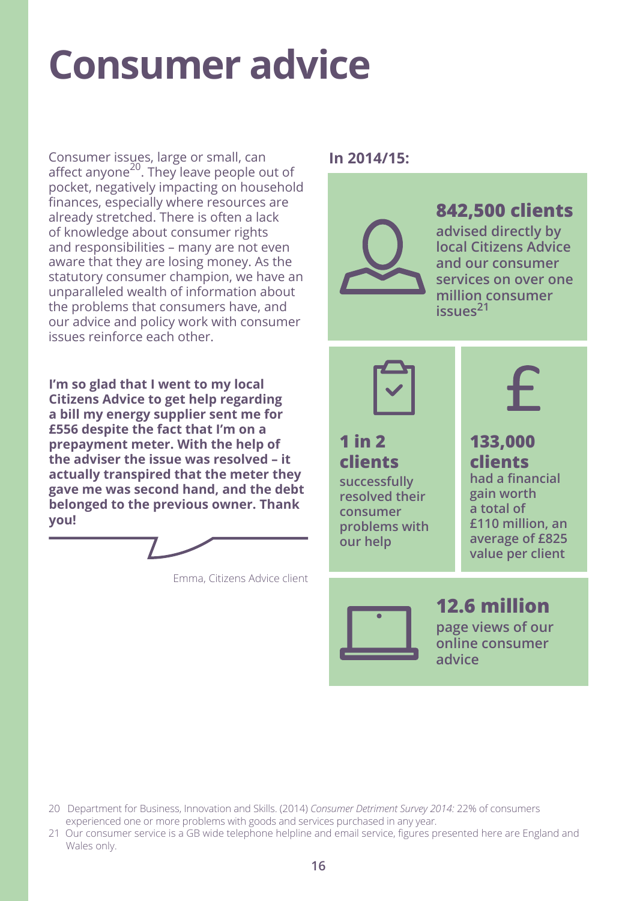# Consumer advice

Consumer issues, large or small, can affect anyone[20]. They leave people out of pocket, negatively impacting on household finances, especially where resources are already stretched. There is often a lack of knowledge about consumer rights and responsibilities – many are not even aware that they are losing money. As the statutory consumer champion, we have an unparalleled wealth of information about the problems that consumers have, and our advice and policy work with consumer issues reinforce each other.

**I'm so glad that I went to my local Citizens Advice to get help regarding a bill my energy supplier sent me for £556 despite the fact that I'm on a prepayment meter. With the help of the adviser the issue was resolved – it actually transpired that the meter they gave me was second hand, and the debt belonged to the previous owner. Thank you!**

Emma, Citizens Advice client

**In 2014/15:**

**842,500 clients** advised directly by local Citizens Advice and our consumer services on over one million consumer issues[21]

**1 in 2 clients** successfully resolved their consumer problems with our help

**133,000 clients** had a financial gain worth a total of £110 million, an average of £825 value per client

**12.6 million** page views of our online consumer advice

20 Department for Business, Innovation and Skills. (2014) *Consumer Detriment Survey 2014:* 22% of consumers experienced one or more problems with goods and services purchased in any year.

21 Our consumer service is a GB wide telephone helpline and email service, figures presented here are England and Wales only.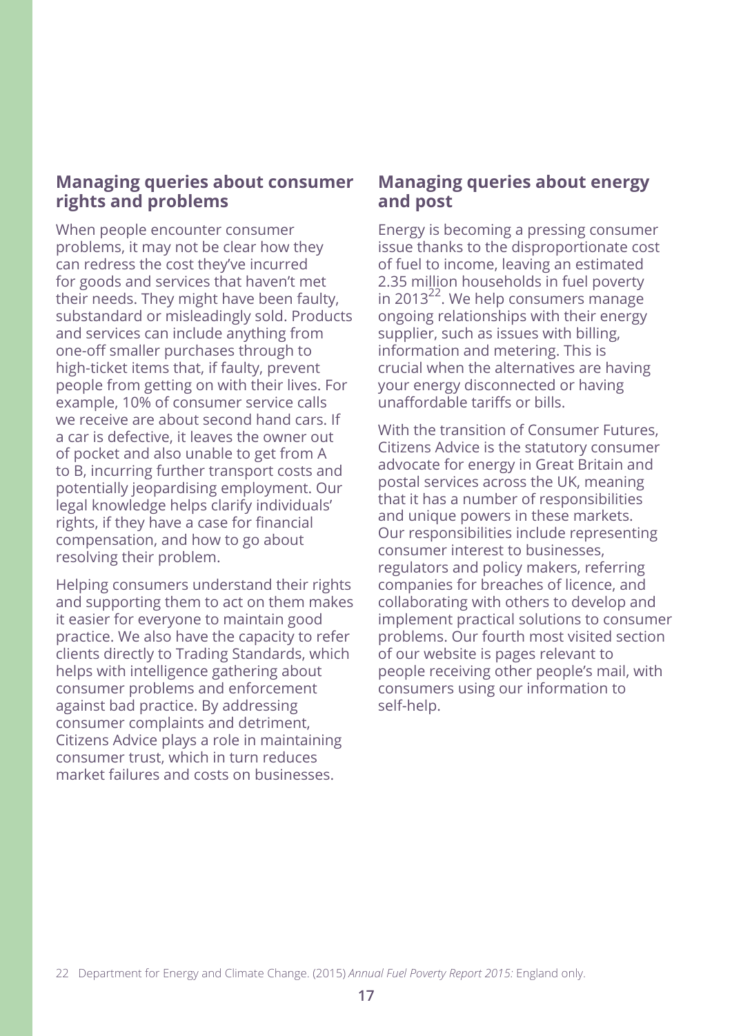## Managing queries about consumer rights and problems

When people encounter consumer problems, it may not be clear how they can redress the cost they've incurred for goods and services that haven't met their needs. They might have been faulty, substandard or misleadingly sold. Products and services can include anything from one-off smaller purchases through to high-ticket items that, if faulty, prevent people from getting on with their lives. For example, 10% of consumer service calls we receive are about second hand cars. If a car is defective, it leaves the owner out of pocket and also unable to get from A to B, incurring further transport costs and potentially jeopardising employment. Our legal knowledge helps clarify individuals' rights, if they have a case for financial compensation, and how to go about resolving their problem.

Helping consumers understand their rights and supporting them to act on them makes it easier for everyone to maintain good practice. We also have the capacity to refer clients directly to Trading Standards, which helps with intelligence gathering about consumer problems and enforcement against bad practice. By addressing consumer complaints and detriment, Citizens Advice plays a role in maintaining consumer trust, which in turn reduces market failures and costs on businesses.

## Managing queries about energy and post

Energy is becoming a pressing consumer issue thanks to the disproportionate cost of fuel to income, leaving an estimated 2.35 million households in fuel poverty in 2013[22]. We help consumers manage ongoing relationships with their energy supplier, such as issues with billing, information and metering. This is crucial when the alternatives are having your energy disconnected or having unaffordable tariffs or bills.

With the transition of Consumer Futures, Citizens Advice is the statutory consumer advocate for energy in Great Britain and postal services across the UK, meaning that it has a number of responsibilities and unique powers in these markets. Our responsibilities include representing consumer interest to businesses, regulators and policy makers, referring companies for breaches of licence, and collaborating with others to develop and implement practical solutions to consumer problems. Our fourth most visited section of our website is pages relevant to people receiving other people's mail, with consumers using our information to self-help.

22 Department for Energy and Climate Change. (2015) *Annual Fuel Poverty Report 2015:* England only.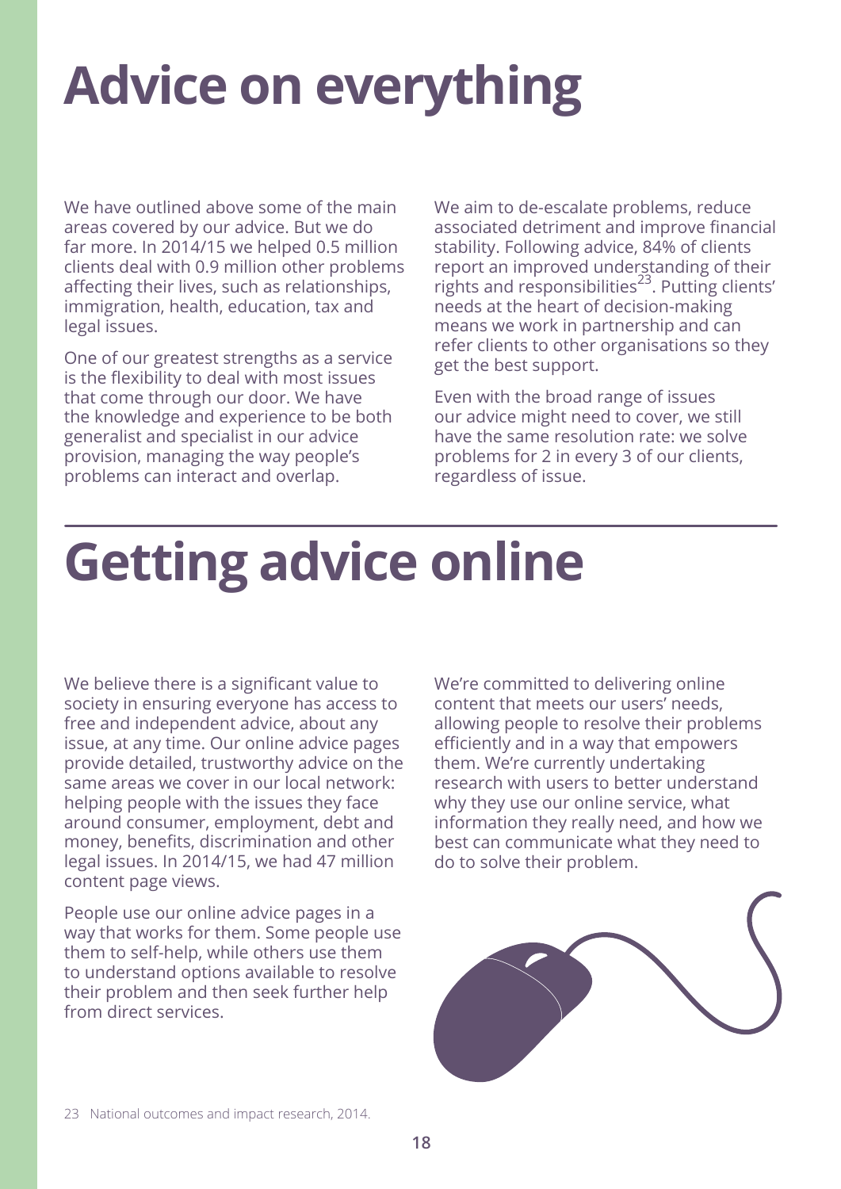# Advice on everything

We have outlined above some of the main areas covered by our advice. But we do far more. In 2014/15 we helped 0.5 million clients deal with 0.9 million other problems affecting their lives, such as relationships, immigration, health, education, tax and legal issues.

One of our greatest strengths as a service is the flexibility to deal with most issues that come through our door. We have the knowledge and experience to be both generalist and specialist in our advice provision, managing the way people's problems can interact and overlap.

We aim to de-escalate problems, reduce associated detriment and improve financial stability. Following advice, 84% of clients report an improved understanding of their rights and responsibilities[23]. Putting clients' needs at the heart of decision-making means we work in partnership and can refer clients to other organisations so they get the best support.

Even with the broad range of issues our advice might need to cover, we still have the same resolution rate: we solve problems for 2 in every 3 of our clients, regardless of issue.

# Getting advice online

We believe there is a significant value to society in ensuring everyone has access to free and independent advice, about any issue, at any time. Our online advice pages provide detailed, trustworthy advice on the same areas we cover in our local network: helping people with the issues they face around consumer, employment, debt and money, benefits, discrimination and other legal issues. In 2014/15, we had 47 million content page views.

People use our online advice pages in a way that works for them. Some people use them to self-help, while others use them to understand options available to resolve their problem and then seek further help from direct services.

We're committed to delivering online content that meets our users' needs, allowing people to resolve their problems efficiently and in a way that empowers them. We're currently undertaking research with users to better understand why they use our online service, what information they really need, and how we best can communicate what they need to do to solve their problem.

23 National outcomes and impact research, 2014.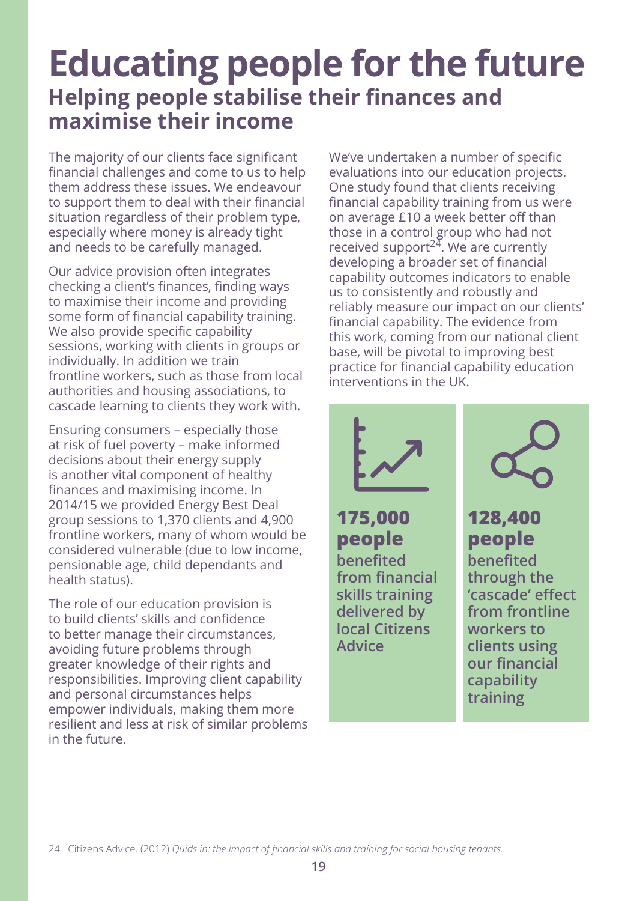# Educating people for the future

## Helping people stabilise their finances and maximise their income

The majority of our clients face significant financial challenges and come to us to help them address these issues. We endeavour to support them to deal with their financial situation regardless of their problem type, especially where money is already tight and needs to be carefully managed.

Our advice provision often integrates checking a client's finances, finding ways to maximise their income and providing some form of financial capability training. We also provide specific capability sessions, working with clients in groups or individually. In addition we train frontline workers, such as those from local authorities and housing associations, to cascade learning to clients they work with.

Ensuring consumers – especially those at risk of fuel poverty – make informed decisions about their energy supply is another vital component of healthy finances and maximising income. In 2014/15 we provided Energy Best Deal group sessions to 1,370 clients and 4,900 frontline workers, many of whom would be considered vulnerable (due to low income, pensionable age, child dependants and health status).

The role of our education provision is to build clients' skills and confidence to better manage their circumstances, avoiding future problems through greater knowledge of their rights and responsibilities. Improving client capability and personal circumstances helps empower individuals, making them more resilient and less at risk of similar problems in the future.

We've undertaken a number of specific evaluations into our education projects. One study found that clients receiving financial capability training from us were on average £10 a week better off than those in a control group who had not received support[24]. We are currently developing a broader set of financial capability outcomes indicators to enable us to consistently and robustly and reliably measure our impact on our clients' financial capability. The evidence from this work, coming from our national client base, will be pivotal to improving best practice for financial capability education interventions in the UK.

**175,000 people**
**benefited from financial skills training delivered by local Citizens Advice**

**128,400 people**
**benefited through the 'cascade' effect from frontline workers to clients using our financial capability training**

24 Citizens Advice. (2012) *Quids in: the impact of financial skills and training for social housing tenants.*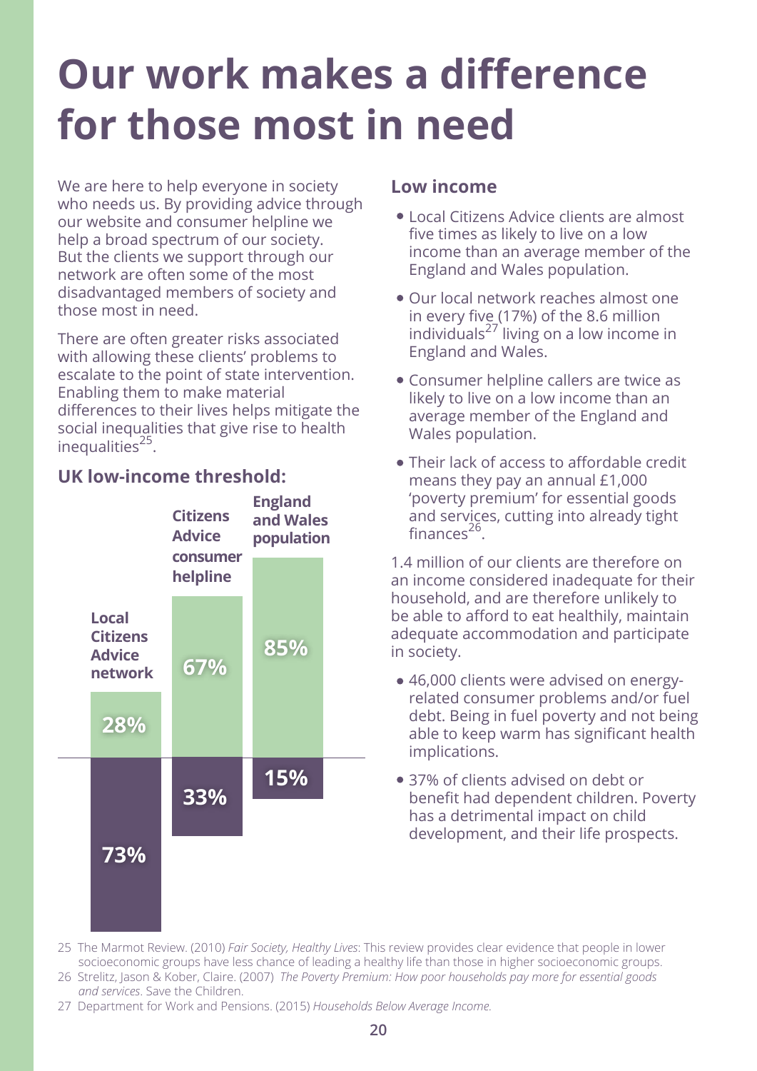# Our work makes a difference for those most in need

We are here to help everyone in society who needs us. By providing advice through our website and consumer helpline we help a broad spectrum of our society. But the clients we support through our network are often some of the most disadvantaged members of society and those most in need.

There are often greater risks associated with allowing these clients' problems to escalate to the point of state intervention. Enabling them to make material differences to their lives helps mitigate the social inequalities that give rise to health inequalities[25].

## UK low-income threshold:

| | Local Citizens Advice network | Citizens Advice consumer helpline | England and Wales population |
|---|---|---|---|
| Above threshold | 28% | 67% | 85% |
| Below threshold | 73% | 33% | 15% |

## Low income

- Local Citizens Advice clients are almost five times as likely to live on a low income than an average member of the England and Wales population.
- Our local network reaches almost one in every five (17%) of the 8.6 million individuals[27] living on a low income in England and Wales.
- Consumer helpline callers are twice as likely to live on a low income than an average member of the England and Wales population.
- Their lack of access to affordable credit means they pay an annual £1,000 'poverty premium' for essential goods and services, cutting into already tight finances[26].

1.4 million of our clients are therefore on an income considered inadequate for their household, and are therefore unlikely to be able to afford to eat healthily, maintain adequate accommodation and participate in society.

- 46,000 clients were advised on energy-related consumer problems and/or fuel debt. Being in fuel poverty and not being able to keep warm has significant health implications.
- 37% of clients advised on debt or benefit had dependent children. Poverty has a detrimental impact on child development, and their life prospects.

25 The Marmot Review. (2010) *Fair Society, Healthy Lives*: This review provides clear evidence that people in lower socioeconomic groups have less chance of leading a healthy life than those in higher socioeconomic groups.

26 Strelitz, Jason & Kober, Claire. (2007) *The Poverty Premium: How poor households pay more for essential goods and services*. Save the Children.

27 Department for Work and Pensions. (2015) *Households Below Average Income.*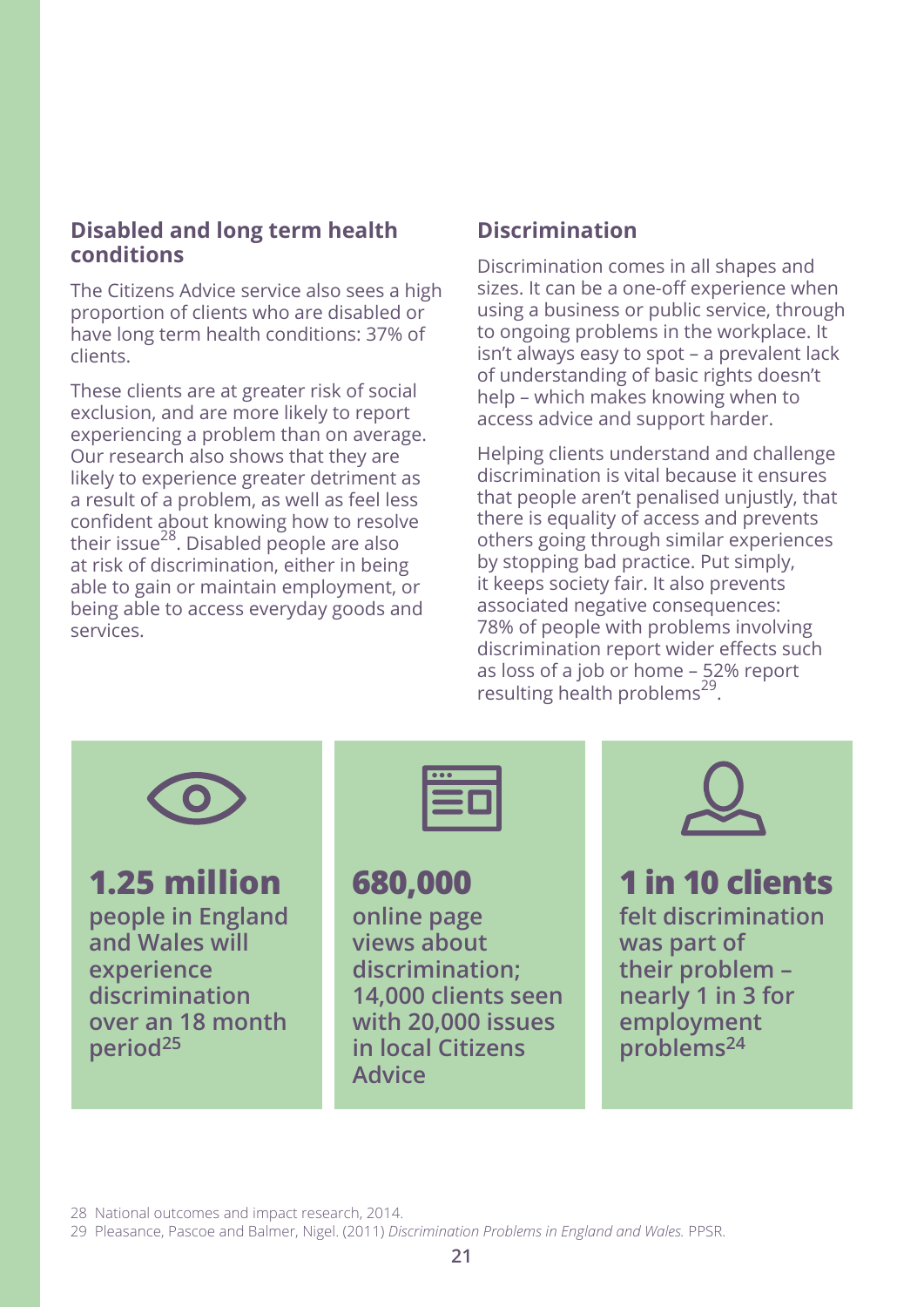## Disabled and long term health conditions

The Citizens Advice service also sees a high proportion of clients who are disabled or have long term health conditions: 37% of clients.

These clients are at greater risk of social exclusion, and are more likely to report experiencing a problem than on average. Our research also shows that they are likely to experience greater detriment as a result of a problem, as well as feel less confident about knowing how to resolve their issue[28]. Disabled people are also at risk of discrimination, either in being able to gain or maintain employment, or being able to access everyday goods and services.

## Discrimination

Discrimination comes in all shapes and sizes. It can be a one-off experience when using a business or public service, through to ongoing problems in the workplace. It isn't always easy to spot – a prevalent lack of understanding of basic rights doesn't help – which makes knowing when to access advice and support harder.

Helping clients understand and challenge discrimination is vital because it ensures that people aren't penalised unjustly, that there is equality of access and prevents others going through similar experiences by stopping bad practice. Put simply, it keeps society fair. It also prevents associated negative consequences: 78% of people with problems involving discrimination report wider effects such as loss of a job or home – 52% report resulting health problems[29].

**1.25 million**
**people in England and Wales will experience discrimination over an 18 month period[25]**

**680,000**
**online page views about discrimination; 14,000 clients seen with 20,000 issues in local Citizens Advice**

**1 in 10 clients**
**felt discrimination was part of their problem – nearly 1 in 3 for employment problems[24]**

28 National outcomes and impact research, 2014.

29 Pleasance, Pascoe and Balmer, Nigel. (2011) *Discrimination Problems in England and Wales.* PPSR.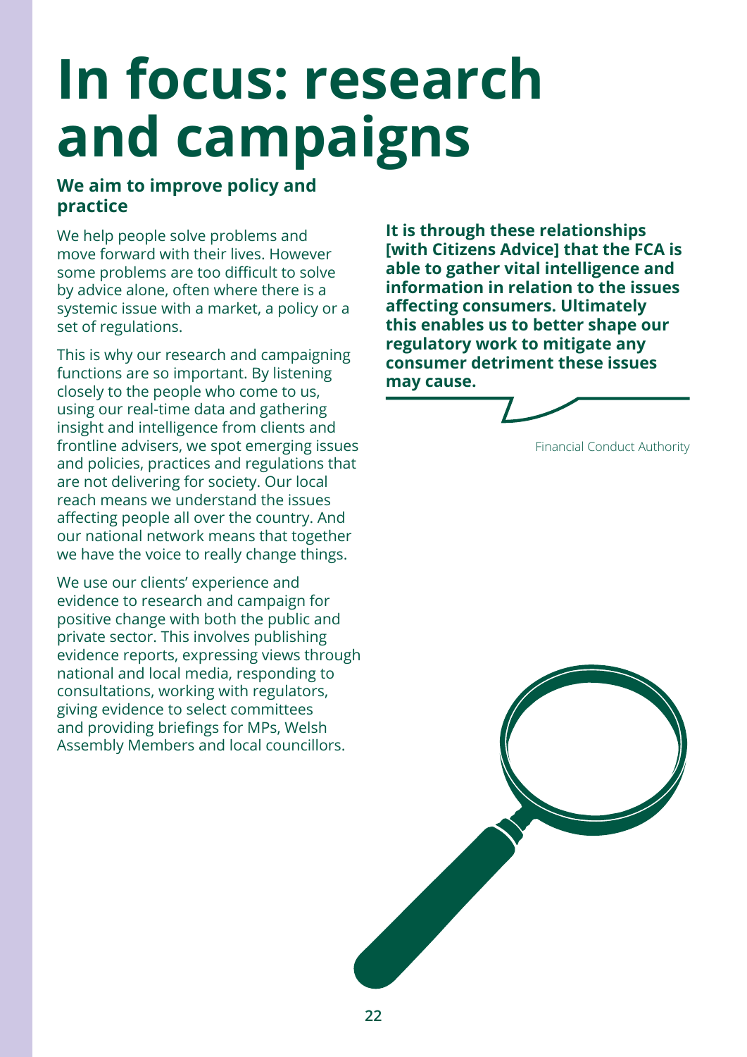# In focus: research and campaigns

## We aim to improve policy and practice

We help people solve problems and move forward with their lives. However some problems are too difficult to solve by advice alone, often where there is a systemic issue with a market, a policy or a set of regulations.

This is why our research and campaigning functions are so important. By listening closely to the people who come to us, using our real-time data and gathering insight and intelligence from clients and frontline advisers, we spot emerging issues and policies, practices and regulations that are not delivering for society. Our local reach means we understand the issues affecting people all over the country. And our national network means that together we have the voice to really change things.

We use our clients' experience and evidence to research and campaign for positive change with both the public and private sector. This involves publishing evidence reports, expressing views through national and local media, responding to consultations, working with regulators, giving evidence to select committees and providing briefings for MPs, Welsh Assembly Members and local councillors.

**It is through these relationships [with Citizens Advice] that the FCA is able to gather vital intelligence and information in relation to the issues affecting consumers. Ultimately this enables us to better shape our regulatory work to mitigate any consumer detriment these issues may cause.**

Financial Conduct Authority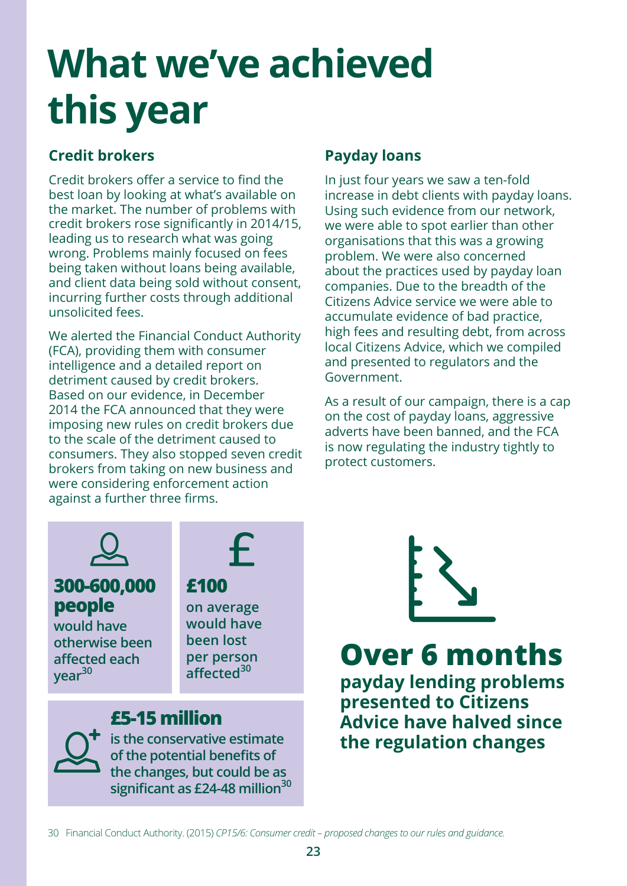# What we've achieved this year

## Credit brokers

Credit brokers offer a service to find the best loan by looking at what's available on the market. The number of problems with credit brokers rose significantly in 2014/15, leading us to research what was going wrong. Problems mainly focused on fees being taken without loans being available, and client data being sold without consent, incurring further costs through additional unsolicited fees.

We alerted the Financial Conduct Authority (FCA), providing them with consumer intelligence and a detailed report on detriment caused by credit brokers. Based on our evidence, in December 2014 the FCA announced that they were imposing new rules on credit brokers due to the scale of the detriment caused to consumers. They also stopped seven credit brokers from taking on new business and were considering enforcement action against a further three firms.

**300-600,000 people** would have otherwise been affected each year[30]

**£100** on average would have been lost per person affected[30]

**£5-15 million** is the conservative estimate of the potential benefits of the changes, but could be as significant as £24-48 million[30]

## Payday loans

In just four years we saw a ten-fold increase in debt clients with payday loans. Using such evidence from our network, we were able to spot earlier than other organisations that this was a growing problem. We were also concerned about the practices used by payday loan companies. Due to the breadth of the Citizens Advice service we were able to accumulate evidence of bad practice, high fees and resulting debt, from across local Citizens Advice, which we compiled and presented to regulators and the Government.

As a result of our campaign, there is a cap on the cost of payday loans, aggressive adverts have been banned, and the FCA is now regulating the industry tightly to protect customers.

**Over 6 months** payday lending problems presented to Citizens Advice have halved since the regulation changes

30 Financial Conduct Authority. (2015) *CP15/6: Consumer credit – proposed changes to our rules and guidance.*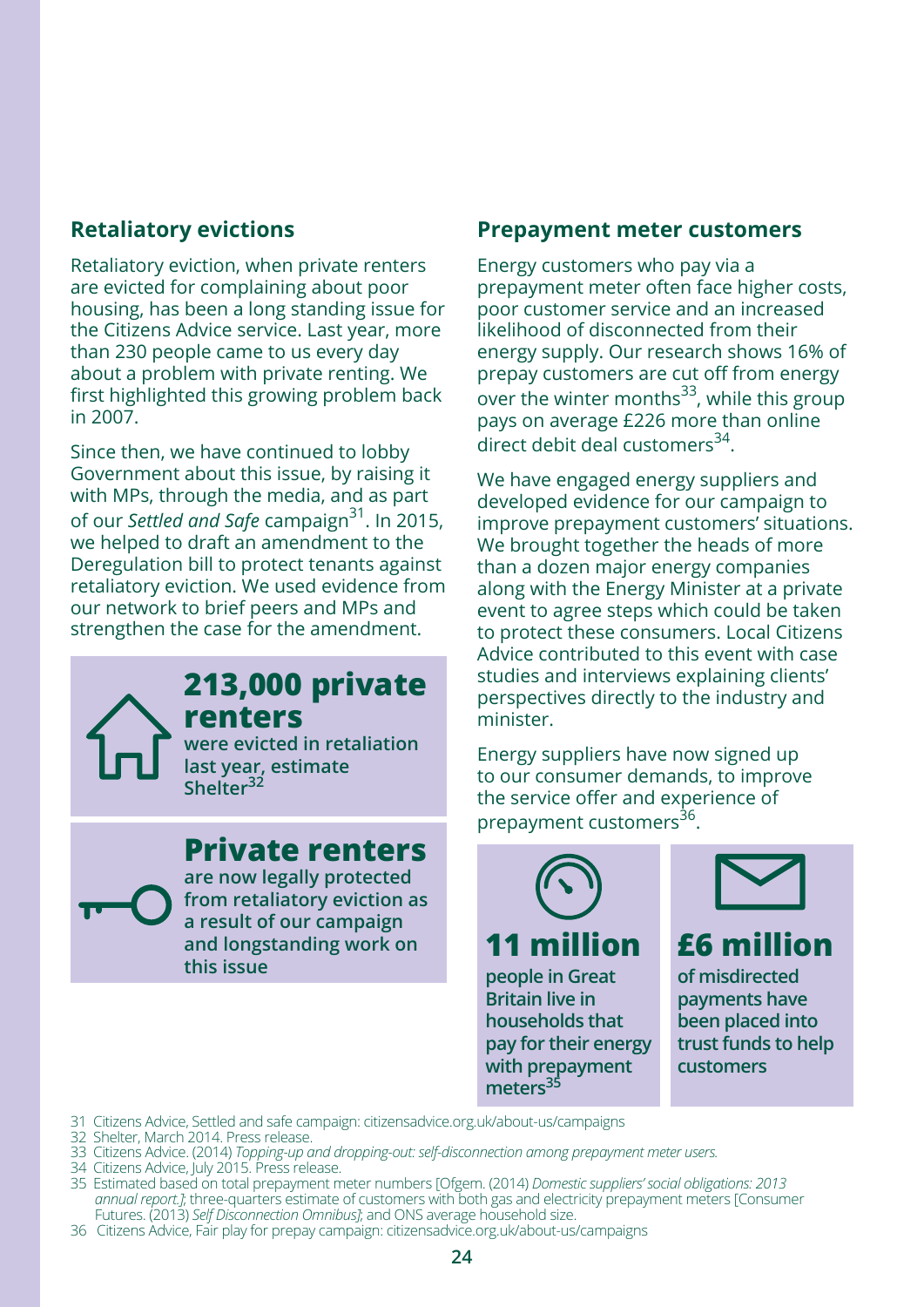## Retaliatory evictions

Retaliatory eviction, when private renters are evicted for complaining about poor housing, has been a long standing issue for the Citizens Advice service. Last year, more than 230 people came to us every day about a problem with private renting. We first highlighted this growing problem back in 2007.

Since then, we have continued to lobby Government about this issue, by raising it with MPs, through the media, and as part of our *Settled and Safe* campaign[31]. In 2015, we helped to draft an amendment to the Deregulation bill to protect tenants against retaliatory eviction. We used evidence from our network to brief peers and MPs and strengthen the case for the amendment.

**213,000 private renters**
**were evicted in retaliation last year, estimate Shelter[32]**

**Private renters**
**are now legally protected from retaliatory eviction as a result of our campaign and longstanding work on this issue**

## Prepayment meter customers

Energy customers who pay via a prepayment meter often face higher costs, poor customer service and an increased likelihood of disconnected from their energy supply. Our research shows 16% of prepay customers are cut off from energy over the winter months[33], while this group pays on average £226 more than online direct debit deal customers[34].

We have engaged energy suppliers and developed evidence for our campaign to improve prepayment customers' situations. We brought together the heads of more than a dozen major energy companies along with the Energy Minister at a private event to agree steps which could be taken to protect these consumers. Local Citizens Advice contributed to this event with case studies and interviews explaining clients' perspectives directly to the industry and minister.

Energy suppliers have now signed up to our consumer demands, to improve the service offer and experience of prepayment customers[36].

**11 million**
**people in Great Britain live in households that pay for their energy with prepayment meters[35]**

**£6 million**
**of misdirected payments have been placed into trust funds to help customers**

31 Citizens Advice, Settled and safe campaign: citizensadvice.org.uk/about-us/campaigns
32 Shelter, March 2014. Press release.
33 Citizens Advice. (2014) *Topping-up and dropping-out: self-disconnection among prepayment meter users.*
34 Citizens Advice, July 2015. Press release.
35 Estimated based on total prepayment meter numbers [Ofgem. (2014) *Domestic suppliers' social obligations: 2013 annual report.*]; three-quarters estimate of customers with both gas and electricity prepayment meters [Consumer Futures. (2013) *Self Disconnection Omnibus*]; and ONS average household size.
36 Citizens Advice, Fair play for prepay campaign: citizensadvice.org.uk/about-us/campaigns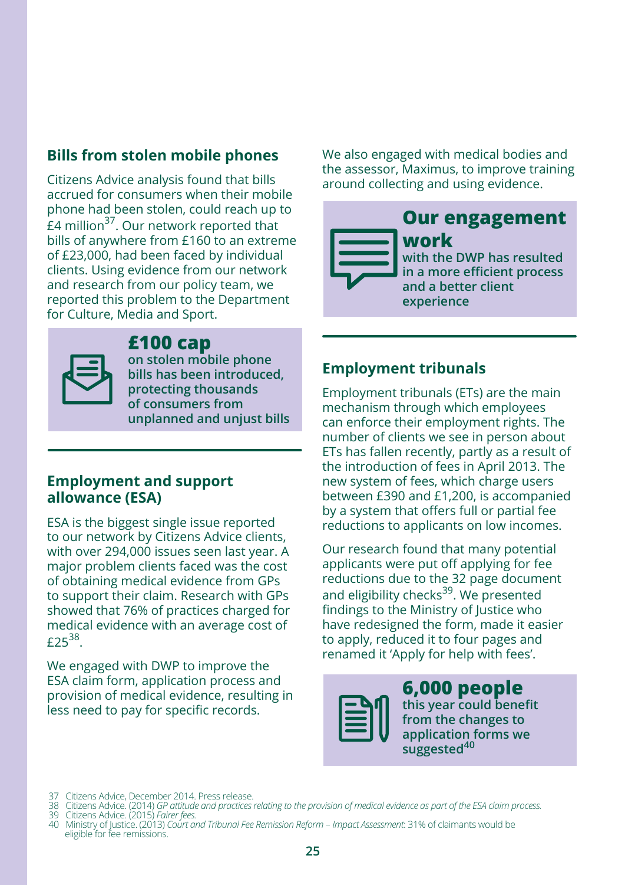## Bills from stolen mobile phones

Citizens Advice analysis found that bills accrued for consumers when their mobile phone had been stolen, could reach up to £4 million[37]. Our network reported that bills of anywhere from £160 to an extreme of £23,000, had been faced by individual clients. Using evidence from our network and research from our policy team, we reported this problem to the Department for Culture, Media and Sport.

**£100 cap**
**on stolen mobile phone bills has been introduced, protecting thousands of consumers from unplanned and unjust bills**

## Employment and support allowance (ESA)

ESA is the biggest single issue reported to our network by Citizens Advice clients, with over 294,000 issues seen last year. A major problem clients faced was the cost of obtaining medical evidence from GPs to support their claim. Research with GPs showed that 76% of practices charged for medical evidence with an average cost of £25[38].

We engaged with DWP to improve the ESA claim form, application process and provision of medical evidence, resulting in less need to pay for specific records.

We also engaged with medical bodies and the assessor, Maximus, to improve training around collecting and using evidence.

**Our engagement work**
**with the DWP has resulted in a more efficient process and a better client experience**

## Employment tribunals

Employment tribunals (ETs) are the main mechanism through which employees can enforce their employment rights. The number of clients we see in person about ETs has fallen recently, partly as a result of the introduction of fees in April 2013. The new system of fees, which charge users between £390 and £1,200, is accompanied by a system that offers full or partial fee reductions to applicants on low incomes.

Our research found that many potential applicants were put off applying for fee reductions due to the 32 page document and eligibility checks[39]. We presented findings to the Ministry of Justice who have redesigned the form, made it easier to apply, reduced it to four pages and renamed it 'Apply for help with fees'.

**6,000 people**
**this year could benefit from the changes to application forms we suggested[40]**

37 Citizens Advice, December 2014. Press release.
38 Citizens Advice. (2014) *GP attitude and practices relating to the provision of medical evidence as part of the ESA claim process.*
39 Citizens Advice. (2015) *Fairer fees.*
40 Ministry of Justice. (2013) *Court and Tribunal Fee Remission Reform – Impact Assessment*: 31% of claimants would be eligible for fee remissions.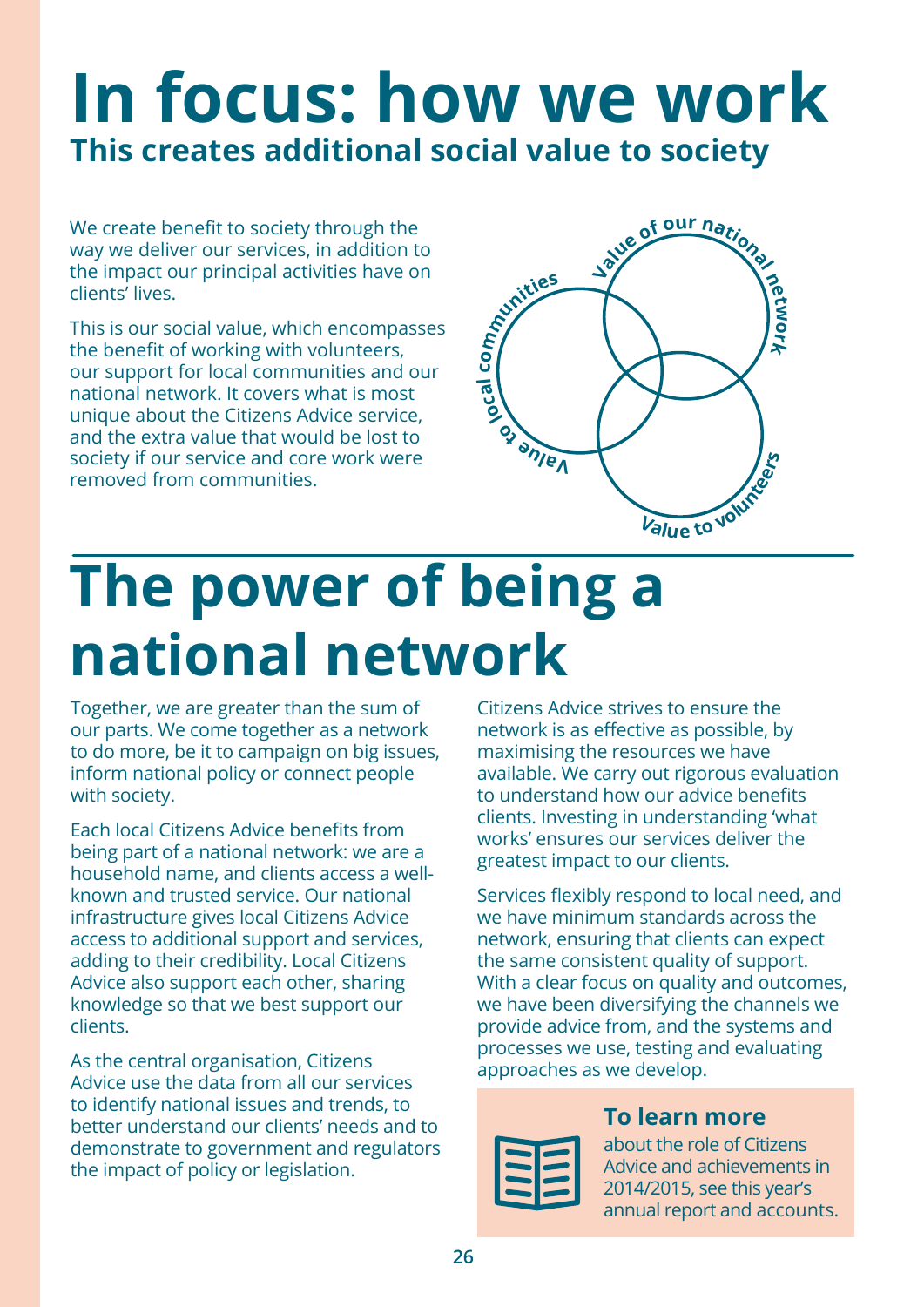# In focus: how we work

## This creates additional social value to society

We create benefit to society through the way we deliver our services, in addition to the impact our principal activities have on clients' lives.

This is our social value, which encompasses the benefit of working with volunteers, our support for local communities and our national network. It covers what is most unique about the Citizens Advice service, and the extra value that would be lost to society if our service and core work were removed from communities.

Value of our national network

Value to local communities

Value to volunteers

# The power of being a national network

Together, we are greater than the sum of our parts. We come together as a network to do more, be it to campaign on big issues, inform national policy or connect people with society.

Each local Citizens Advice benefits from being part of a national network: we are a household name, and clients access a well-known and trusted service. Our national infrastructure gives local Citizens Advice access to additional support and services, adding to their credibility. Local Citizens Advice also support each other, sharing knowledge so that we best support our clients.

As the central organisation, Citizens Advice use the data from all our services to identify national issues and trends, to better understand our clients' needs and to demonstrate to government and regulators the impact of policy or legislation.

Citizens Advice strives to ensure the network is as effective as possible, by maximising the resources we have available. We carry out rigorous evaluation to understand how our advice benefits clients. Investing in understanding 'what works' ensures our services deliver the greatest impact to our clients.

Services flexibly respond to local need, and we have minimum standards across the network, ensuring that clients can expect the same consistent quality of support. With a clear focus on quality and outcomes, we have been diversifying the channels we provide advice from, and the systems and processes we use, testing and evaluating approaches as we develop.

**To learn more**

about the role of Citizens Advice and achievements in 2014/2015, see this year's annual report and accounts.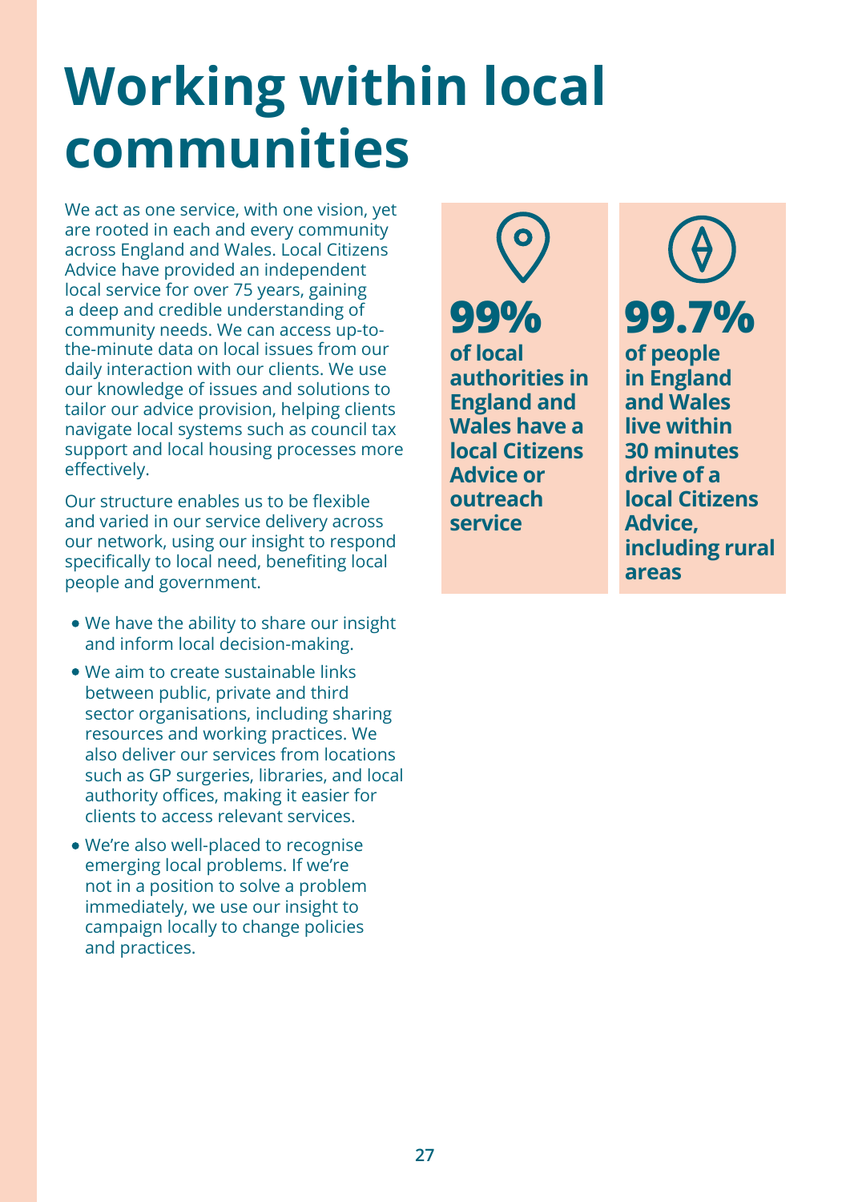# Working within local communities

We act as one service, with one vision, yet are rooted in each and every community across England and Wales. Local Citizens Advice have provided an independent local service for over 75 years, gaining a deep and credible understanding of community needs. We can access up-to-the-minute data on local issues from our daily interaction with our clients. We use our knowledge of issues and solutions to tailor our advice provision, helping clients navigate local systems such as council tax support and local housing processes more effectively.

Our structure enables us to be flexible and varied in our service delivery across our network, using our insight to respond specifically to local need, benefiting local people and government.

- We have the ability to share our insight and inform local decision-making.
- We aim to create sustainable links between public, private and third sector organisations, including sharing resources and working practices. We also deliver our services from locations such as GP surgeries, libraries, and local authority offices, making it easier for clients to access relevant services.
- We're also well-placed to recognise emerging local problems. If we're not in a position to solve a problem immediately, we use our insight to campaign locally to change policies and practices.

**99%**

**of local authorities in England and Wales have a local Citizens Advice or outreach service**

**99.7%**

**of people in England and Wales live within 30 minutes drive of a local Citizens Advice, including rural areas**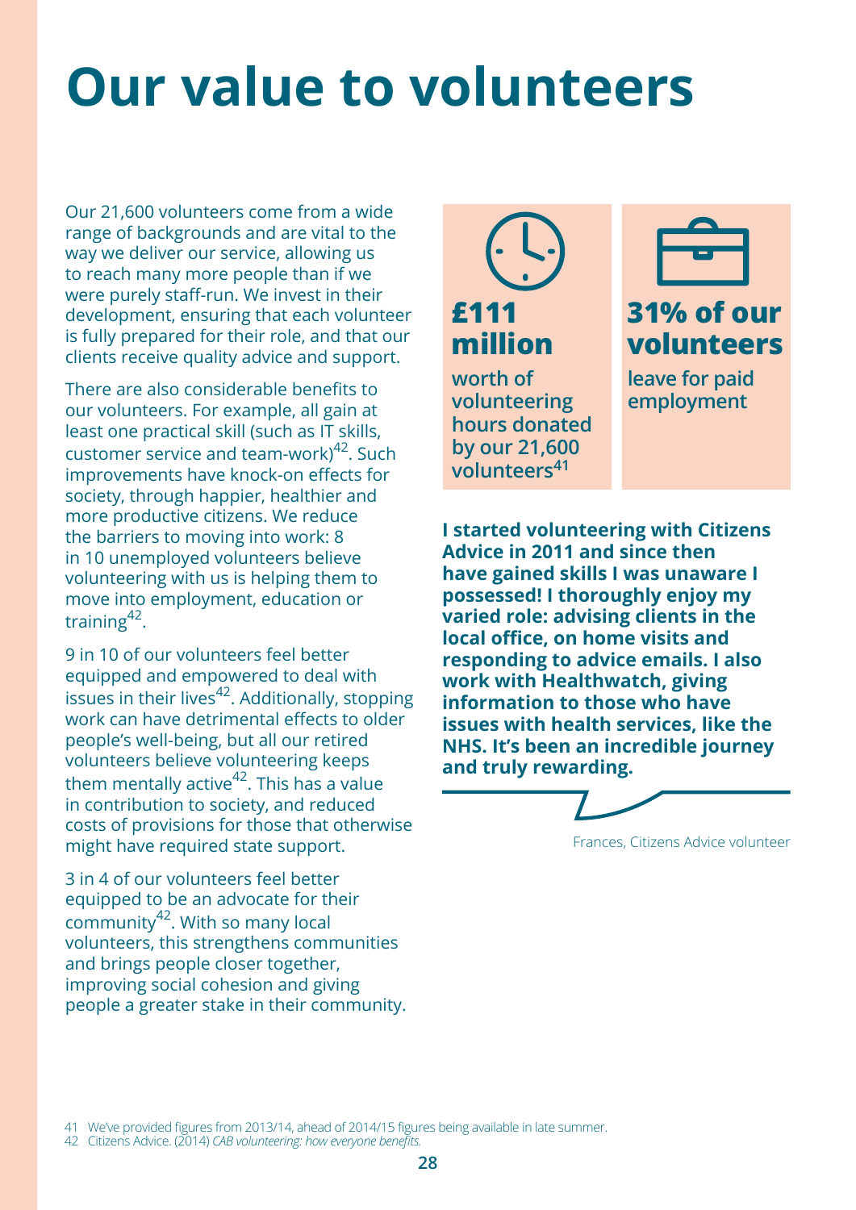# Our value to volunteers

Our 21,600 volunteers come from a wide range of backgrounds and are vital to the way we deliver our service, allowing us to reach many more people than if we were purely staff-run. We invest in their development, ensuring that each volunteer is fully prepared for their role, and that our clients receive quality advice and support.

There are also considerable benefits to our volunteers. For example, all gain at least one practical skill (such as IT skills, customer service and team-work)[42]. Such improvements have knock-on effects for society, through happier, healthier and more productive citizens. We reduce the barriers to moving into work: 8 in 10 unemployed volunteers believe volunteering with us is helping them to move into employment, education or training[42].

9 in 10 of our volunteers feel better equipped and empowered to deal with issues in their lives[42]. Additionally, stopping work can have detrimental effects to older people's well-being, but all our retired volunteers believe volunteering keeps them mentally active[42]. This has a value in contribution to society, and reduced costs of provisions for those that otherwise might have required state support.

3 in 4 of our volunteers feel better equipped to be an advocate for their community[42]. With so many local volunteers, this strengthens communities and brings people closer together, improving social cohesion and giving people a greater stake in their community.

**£111 million**

**worth of volunteering hours donated by our 21,600 volunteers[41]**

**31% of our volunteers**

**leave for paid employment**

**I started volunteering with Citizens Advice in 2011 and since then have gained skills I was unaware I possessed! I thoroughly enjoy my varied role: advising clients in the local office, on home visits and responding to advice emails. I also work with Healthwatch, giving information to those who have issues with health services, like the NHS. It's been an incredible journey and truly rewarding.**

Frances, Citizens Advice volunteer

41 We've provided figures from 2013/14, ahead of 2014/15 figures being available in late summer.
42 Citizens Advice. (2014) *CAB volunteering: how everyone benefits.*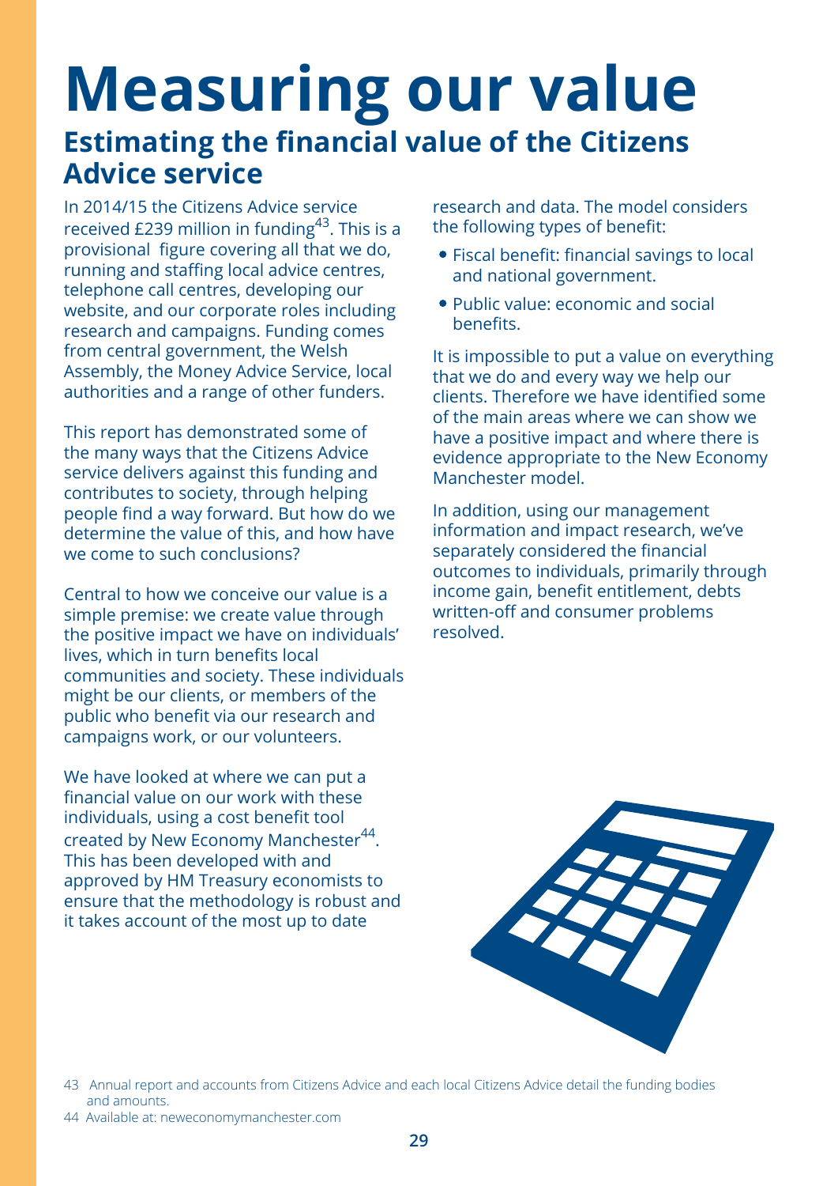# Measuring our value

## Estimating the financial value of the Citizens Advice service

In 2014/15 the Citizens Advice service received £239 million in funding[43]. This is a provisional figure covering all that we do, running and staffing local advice centres, telephone call centres, developing our website, and our corporate roles including research and campaigns. Funding comes from central government, the Welsh Assembly, the Money Advice Service, local authorities and a range of other funders.

This report has demonstrated some of the many ways that the Citizens Advice service delivers against this funding and contributes to society, through helping people find a way forward. But how do we determine the value of this, and how have we come to such conclusions?

Central to how we conceive our value is a simple premise: we create value through the positive impact we have on individuals' lives, which in turn benefits local communities and society. These individuals might be our clients, or members of the public who benefit via our research and campaigns work, or our volunteers.

We have looked at where we can put a financial value on our work with these individuals, using a cost benefit tool created by New Economy Manchester[44]. This has been developed with and approved by HM Treasury economists to ensure that the methodology is robust and it takes account of the most up to date research and data. The model considers the following types of benefit:

- Fiscal benefit: financial savings to local and national government.
- Public value: economic and social benefits.

It is impossible to put a value on everything that we do and every way we help our clients. Therefore we have identified some of the main areas where we can show we have a positive impact and where there is evidence appropriate to the New Economy Manchester model.

In addition, using our management information and impact research, we've separately considered the financial outcomes to individuals, primarily through income gain, benefit entitlement, debts written-off and consumer problems resolved.

43 Annual report and accounts from Citizens Advice and each local Citizens Advice detail the funding bodies and amounts.

44 Available at: neweconomymanchester.com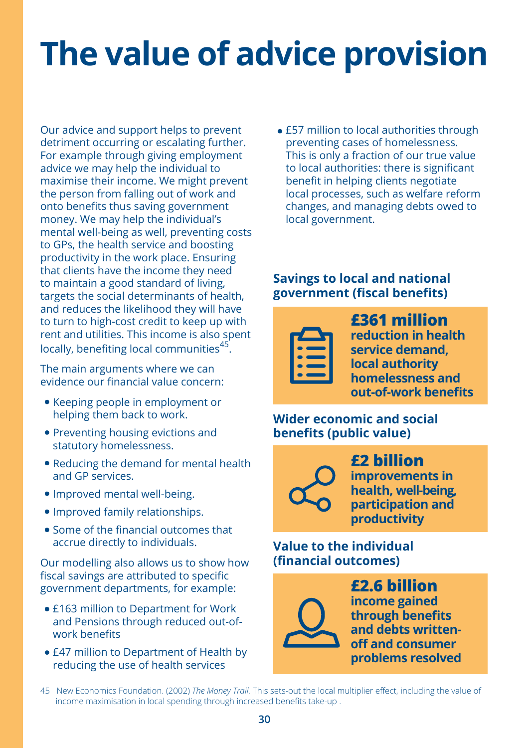# The value of advice provision

Our advice and support helps to prevent detriment occurring or escalating further. For example through giving employment advice we may help the individual to maximise their income. We might prevent the person from falling out of work and onto benefits thus saving government money. We may help the individual's mental well-being as well, preventing costs to GPs, the health service and boosting productivity in the work place. Ensuring that clients have the income they need to maintain a good standard of living, targets the social determinants of health, and reduces the likelihood they will have to turn to high-cost credit to keep up with rent and utilities. This income is also spent locally, benefiting local communities[45].

The main arguments where we can evidence our financial value concern:

- Keeping people in employment or helping them back to work.
- Preventing housing evictions and statutory homelessness.
- Reducing the demand for mental health and GP services.
- Improved mental well-being.
- Improved family relationships.
- Some of the financial outcomes that accrue directly to individuals.

Our modelling also allows us to show how fiscal savings are attributed to specific government departments, for example:

- £163 million to Department for Work and Pensions through reduced out-of-work benefits
- £47 million to Department of Health by reducing the use of health services
- £57 million to local authorities through preventing cases of homelessness. This is only a fraction of our true value to local authorities: there is significant benefit in helping clients negotiate local processes, such as welfare reform changes, and managing debts owed to local government.

### Savings to local and national government (fiscal benefits)

**£361 million**
**reduction in health service demand, local authority homelessness and out-of-work benefits**

### Wider economic and social benefits (public value)

**£2 billion**
**improvements in health, well-being, participation and productivity**

### Value to the individual (financial outcomes)

**£2.6 billion**
**income gained through benefits and debts written-off and consumer problems resolved**

45 New Economics Foundation. (2002) *The Money Trail.* This sets-out the local multiplier effect, including the value of income maximisation in local spending through increased benefits take-up .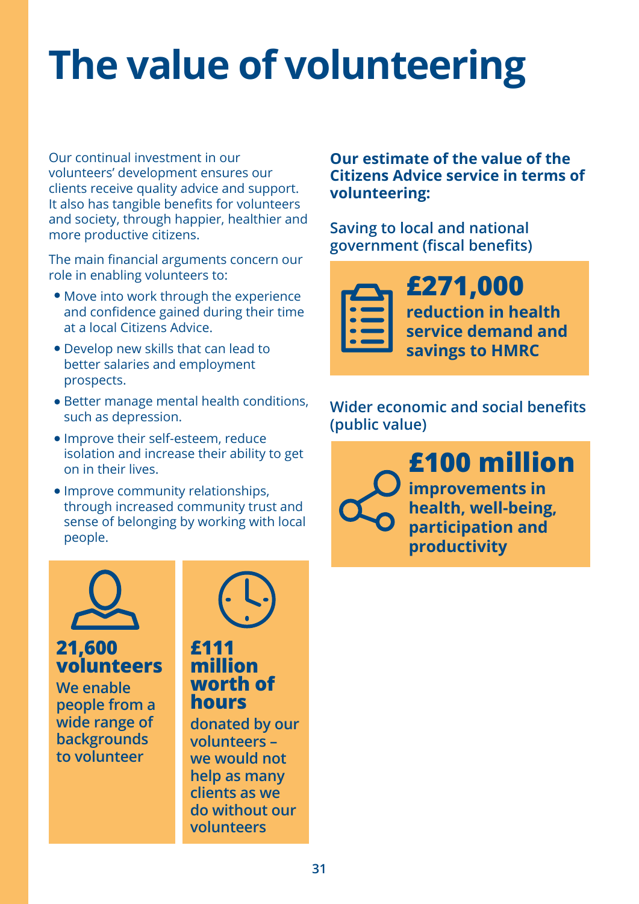# The value of volunteering

Our continual investment in our volunteers' development ensures our clients receive quality advice and support. It also has tangible benefits for volunteers and society, through happier, healthier and more productive citizens.

The main financial arguments concern our role in enabling volunteers to:

- Move into work through the experience and confidence gained during their time at a local Citizens Advice.
- Develop new skills that can lead to better salaries and employment prospects.
- Better manage mental health conditions, such as depression.
- Improve their self-esteem, reduce isolation and increase their ability to get on in their lives.
- Improve community relationships, through increased community trust and sense of belonging by working with local people.

**21,600 volunteers**

**We enable people from a wide range of backgrounds to volunteer**

**£111 million worth of hours**

**donated by our volunteers – we would not help as many clients as we do without our volunteers**

**Our estimate of the value of the Citizens Advice service in terms of volunteering:**

**Saving to local and national government (fiscal benefits)**

**£271,000**

**reduction in health service demand and savings to HMRC**

**Wider economic and social benefits (public value)**

**£100 million**

**improvements in health, well-being, participation and productivity**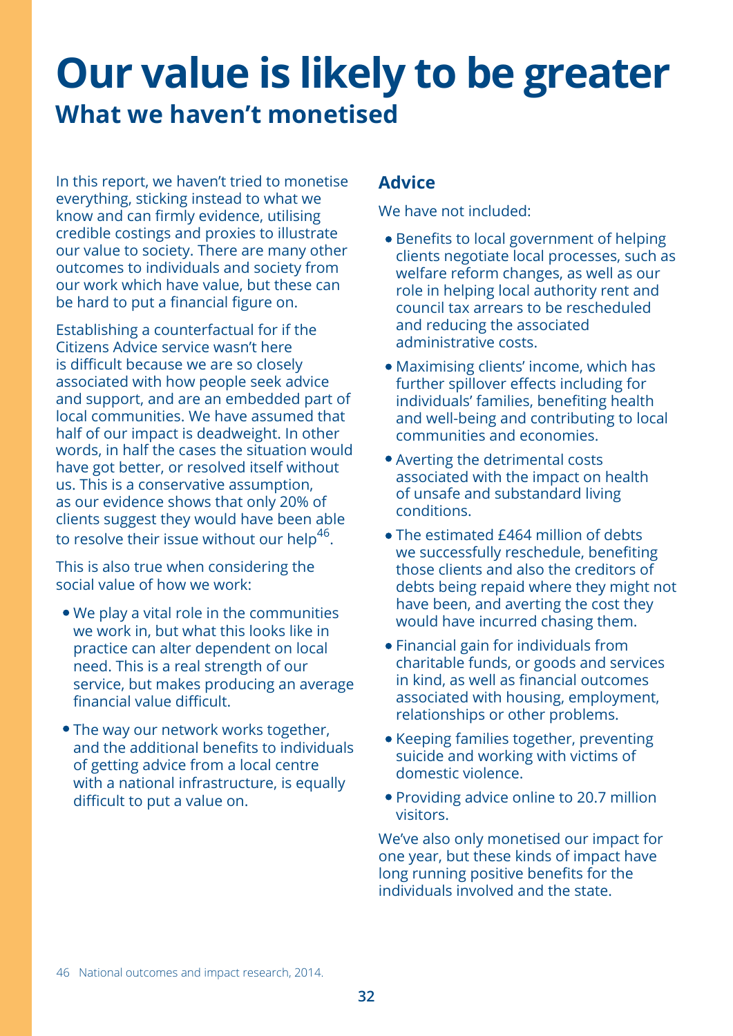# Our value is likely to be greater

## What we haven't monetised

In this report, we haven't tried to monetise everything, sticking instead to what we know and can firmly evidence, utilising credible costings and proxies to illustrate our value to society. There are many other outcomes to individuals and society from our work which have value, but these can be hard to put a financial figure on.

Establishing a counterfactual for if the Citizens Advice service wasn't here is difficult because we are so closely associated with how people seek advice and support, and are an embedded part of local communities. We have assumed that half of our impact is deadweight. In other words, in half the cases the situation would have got better, or resolved itself without us. This is a conservative assumption, as our evidence shows that only 20% of clients suggest they would have been able to resolve their issue without our help[46].

This is also true when considering the social value of how we work:

- We play a vital role in the communities we work in, but what this looks like in practice can alter dependent on local need. This is a real strength of our service, but makes producing an average financial value difficult.
- The way our network works together, and the additional benefits to individuals of getting advice from a local centre with a national infrastructure, is equally difficult to put a value on.

### Advice

We have not included:

- Benefits to local government of helping clients negotiate local processes, such as welfare reform changes, as well as our role in helping local authority rent and council tax arrears to be rescheduled and reducing the associated administrative costs.
- Maximising clients' income, which has further spillover effects including for individuals' families, benefiting health and well-being and contributing to local communities and economies.
- Averting the detrimental costs associated with the impact on health of unsafe and substandard living conditions.
- The estimated £464 million of debts we successfully reschedule, benefiting those clients and also the creditors of debts being repaid where they might not have been, and averting the cost they would have incurred chasing them.
- Financial gain for individuals from charitable funds, or goods and services in kind, as well as financial outcomes associated with housing, employment, relationships or other problems.
- Keeping families together, preventing suicide and working with victims of domestic violence.
- Providing advice online to 20.7 million visitors.

We've also only monetised our impact for one year, but these kinds of impact have long running positive benefits for the individuals involved and the state.

46 National outcomes and impact research, 2014.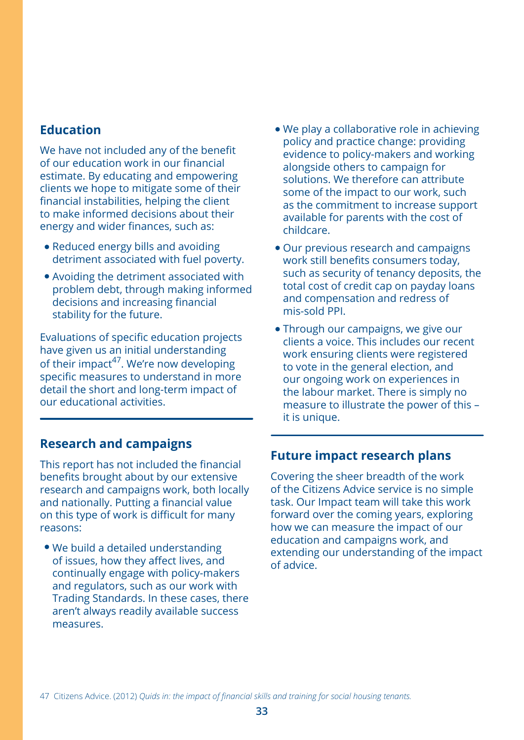## Education

We have not included any of the benefit of our education work in our financial estimate. By educating and empowering clients we hope to mitigate some of their financial instabilities, helping the client to make informed decisions about their energy and wider finances, such as:

- Reduced energy bills and avoiding detriment associated with fuel poverty.
- Avoiding the detriment associated with problem debt, through making informed decisions and increasing financial stability for the future.

Evaluations of specific education projects have given us an initial understanding of their impact[47]. We're now developing specific measures to understand in more detail the short and long-term impact of our educational activities.

## Research and campaigns

This report has not included the financial benefits brought about by our extensive research and campaigns work, both locally and nationally. Putting a financial value on this type of work is difficult for many reasons:

- We build a detailed understanding of issues, how they affect lives, and continually engage with policy-makers and regulators, such as our work with Trading Standards. In these cases, there aren't always readily available success measures.
- We play a collaborative role in achieving policy and practice change: providing evidence to policy-makers and working alongside others to campaign for solutions. We therefore can attribute some of the impact to our work, such as the commitment to increase support available for parents with the cost of childcare.
- Our previous research and campaigns work still benefits consumers today, such as security of tenancy deposits, the total cost of credit cap on payday loans and compensation and redress of mis-sold PPI.
- Through our campaigns, we give our clients a voice. This includes our recent work ensuring clients were registered to vote in the general election, and our ongoing work on experiences in the labour market. There is simply no measure to illustrate the power of this – it is unique.

## Future impact research plans

Covering the sheer breadth of the work of the Citizens Advice service is no simple task. Our Impact team will take this work forward over the coming years, exploring how we can measure the impact of our education and campaigns work, and extending our understanding of the impact of advice.

47 Citizens Advice. (2012) *Quids in: the impact of financial skills and training for social housing tenants.*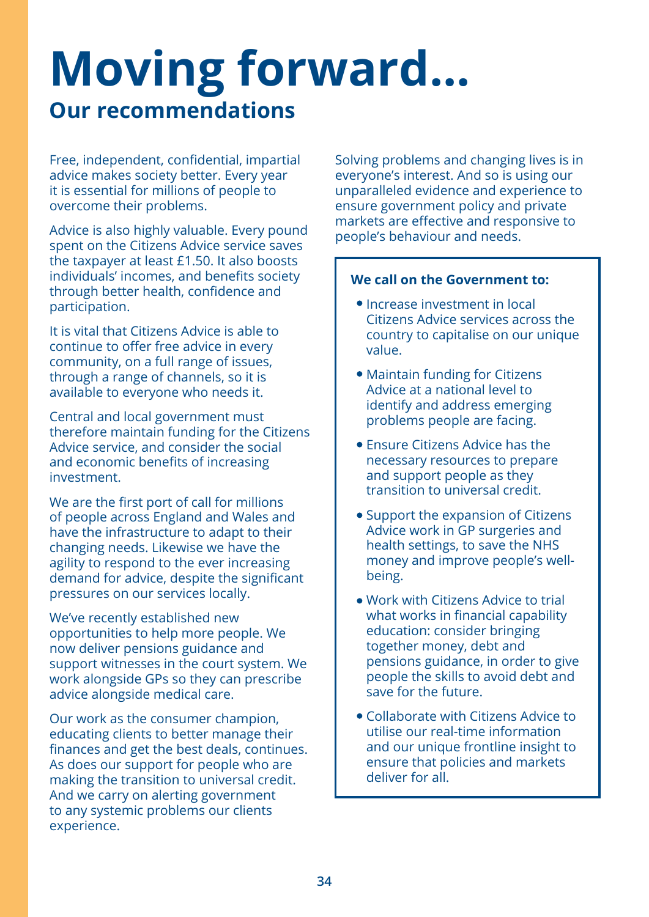# Moving forward...

## Our recommendations

Free, independent, confidential, impartial advice makes society better. Every year it is essential for millions of people to overcome their problems.

Advice is also highly valuable. Every pound spent on the Citizens Advice service saves the taxpayer at least £1.50. It also boosts individuals' incomes, and benefits society through better health, confidence and participation.

It is vital that Citizens Advice is able to continue to offer free advice in every community, on a full range of issues, through a range of channels, so it is available to everyone who needs it.

Central and local government must therefore maintain funding for the Citizens Advice service, and consider the social and economic benefits of increasing investment.

We are the first port of call for millions of people across England and Wales and have the infrastructure to adapt to their changing needs. Likewise we have the agility to respond to the ever increasing demand for advice, despite the significant pressures on our services locally.

We've recently established new opportunities to help more people. We now deliver pensions guidance and support witnesses in the court system. We work alongside GPs so they can prescribe advice alongside medical care.

Our work as the consumer champion, educating clients to better manage their finances and get the best deals, continues. As does our support for people who are making the transition to universal credit. And we carry on alerting government to any systemic problems our clients experience.

Solving problems and changing lives is in everyone's interest. And so is using our unparalleled evidence and experience to ensure government policy and private markets are effective and responsive to people's behaviour and needs.

**We call on the Government to:**

- Increase investment in local Citizens Advice services across the country to capitalise on our unique value.
- Maintain funding for Citizens Advice at a national level to identify and address emerging problems people are facing.
- Ensure Citizens Advice has the necessary resources to prepare and support people as they transition to universal credit.
- Support the expansion of Citizens Advice work in GP surgeries and health settings, to save the NHS money and improve people's well-being.
- Work with Citizens Advice to trial what works in financial capability education: consider bringing together money, debt and pensions guidance, in order to give people the skills to avoid debt and save for the future.
- Collaborate with Citizens Advice to utilise our real-time information and our unique frontline insight to ensure that policies and markets deliver for all.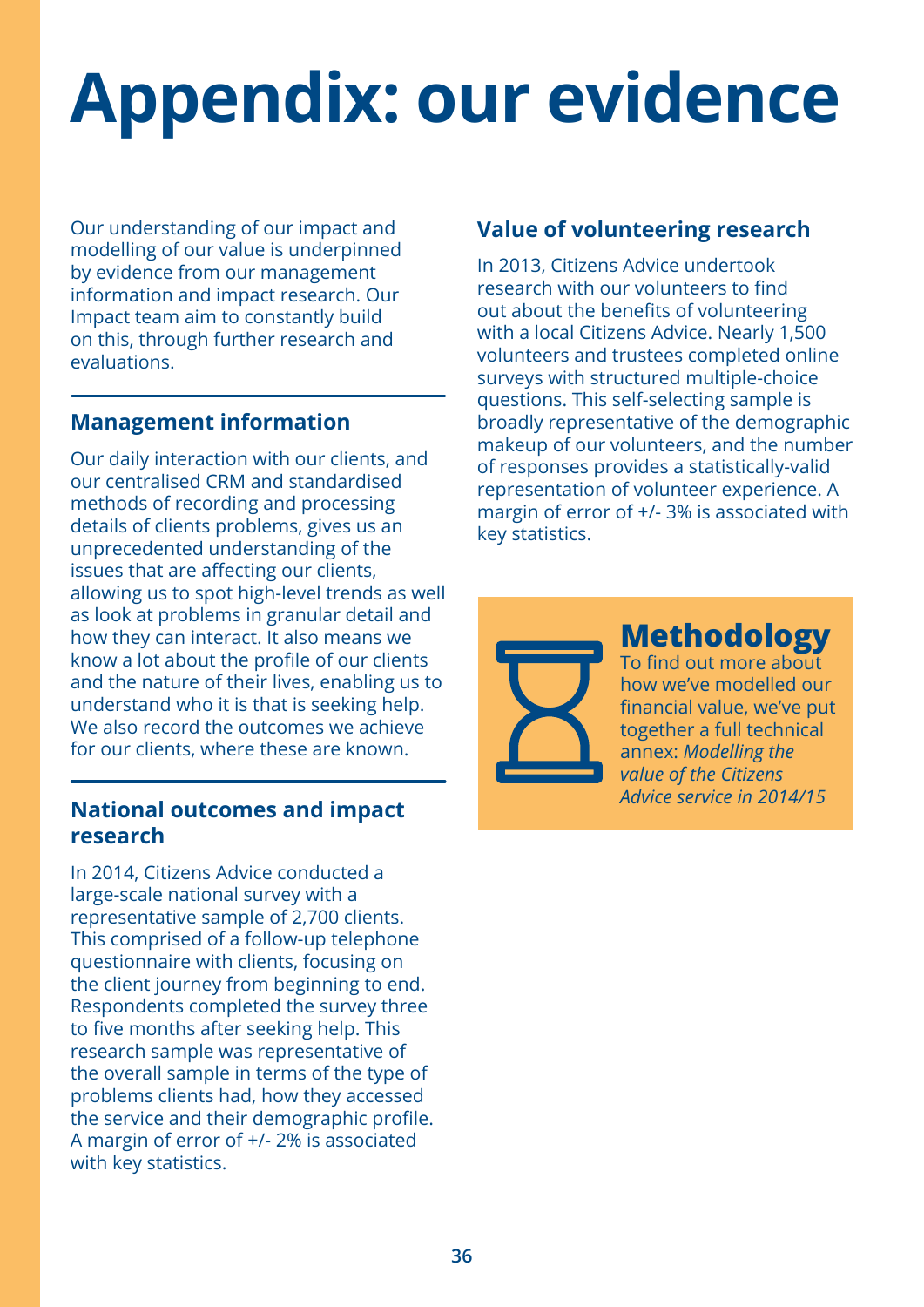# Appendix: our evidence

Our understanding of our impact and modelling of our value is underpinned by evidence from our management information and impact research. Our Impact team aim to constantly build on this, through further research and evaluations.

## Management information

Our daily interaction with our clients, and our centralised CRM and standardised methods of recording and processing details of clients problems, gives us an unprecedented understanding of the issues that are affecting our clients, allowing us to spot high-level trends as well as look at problems in granular detail and how they can interact. It also means we know a lot about the profile of our clients and the nature of their lives, enabling us to understand who it is that is seeking help. We also record the outcomes we achieve for our clients, where these are known.

## National outcomes and impact research

In 2014, Citizens Advice conducted a large-scale national survey with a representative sample of 2,700 clients. This comprised of a follow-up telephone questionnaire with clients, focusing on the client journey from beginning to end. Respondents completed the survey three to five months after seeking help. This research sample was representative of the overall sample in terms of the type of problems clients had, how they accessed the service and their demographic profile. A margin of error of +/- 2% is associated with key statistics.

## Value of volunteering research

In 2013, Citizens Advice undertook research with our volunteers to find out about the benefits of volunteering with a local Citizens Advice. Nearly 1,500 volunteers and trustees completed online surveys with structured multiple-choice questions. This self-selecting sample is broadly representative of the demographic makeup of our volunteers, and the number of responses provides a statistically-valid representation of volunteer experience. A margin of error of +/- 3% is associated with key statistics.

## Methodology

To find out more about how we've modelled our financial value, we've put together a full technical annex: *Modelling the value of the Citizens Advice service in 2014/15*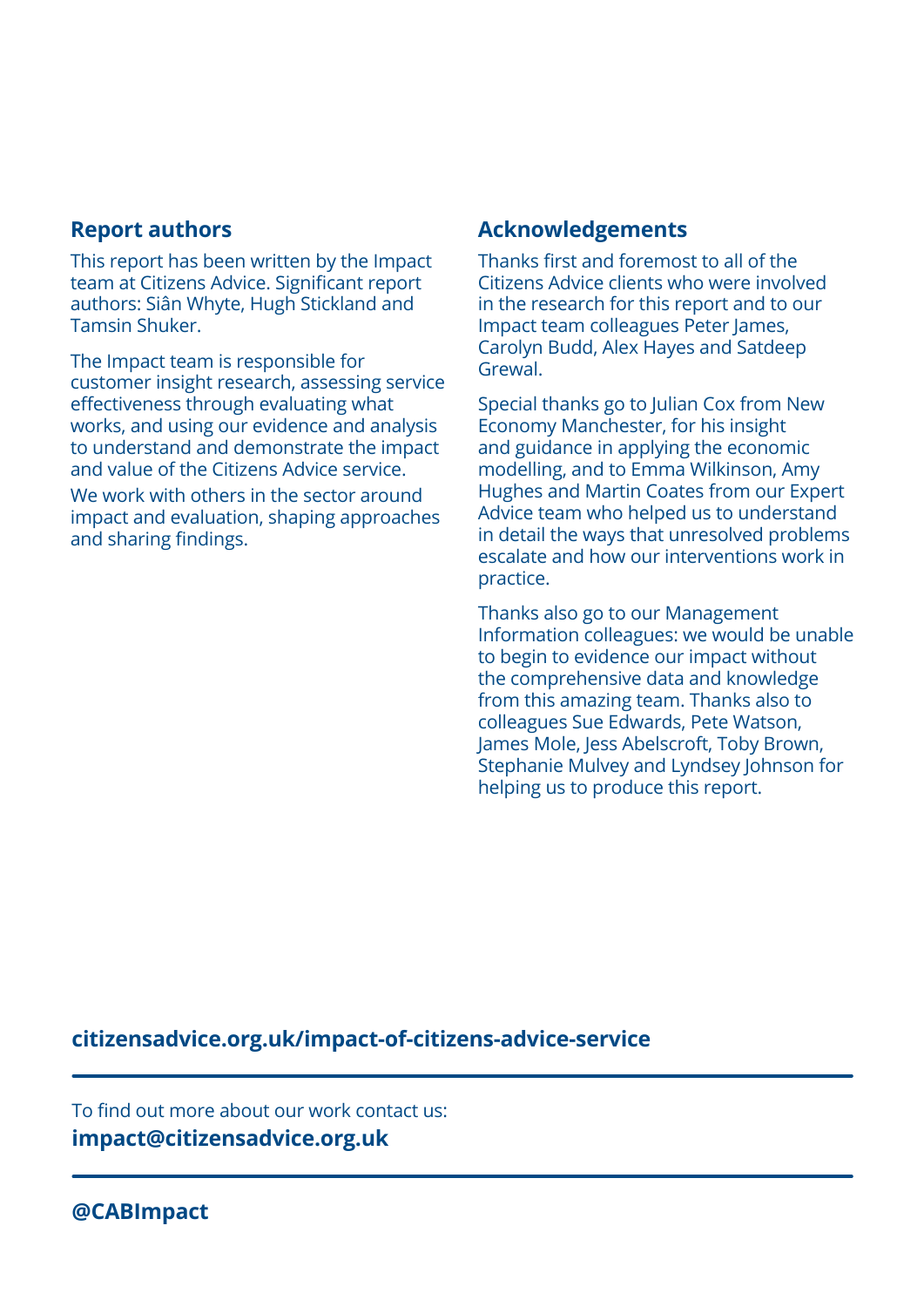## Report authors

This report has been written by the Impact team at Citizens Advice. Significant report authors: Siân Whyte, Hugh Stickland and Tamsin Shuker.

The Impact team is responsible for customer insight research, assessing service effectiveness through evaluating what works, and using our evidence and analysis to understand and demonstrate the impact and value of the Citizens Advice service.

We work with others in the sector around impact and evaluation, shaping approaches and sharing findings.

## Acknowledgements

Thanks first and foremost to all of the Citizens Advice clients who were involved in the research for this report and to our Impact team colleagues Peter James, Carolyn Budd, Alex Hayes and Satdeep Grewal.

Special thanks go to Julian Cox from New Economy Manchester, for his insight and guidance in applying the economic modelling, and to Emma Wilkinson, Amy Hughes and Martin Coates from our Expert Advice team who helped us to understand in detail the ways that unresolved problems escalate and how our interventions work in practice.

Thanks also go to our Management Information colleagues: we would be unable to begin to evidence our impact without the comprehensive data and knowledge from this amazing team. Thanks also to colleagues Sue Edwards, Pete Watson, James Mole, Jess Abelscroft, Toby Brown, Stephanie Mulvey and Lyndsey Johnson for helping us to produce this report.

**citizensadvice.org.uk/impact-of-citizens-advice-service**

To find out more about our work contact us:
**impact@citizensadvice.org.uk**

**@CABImpact**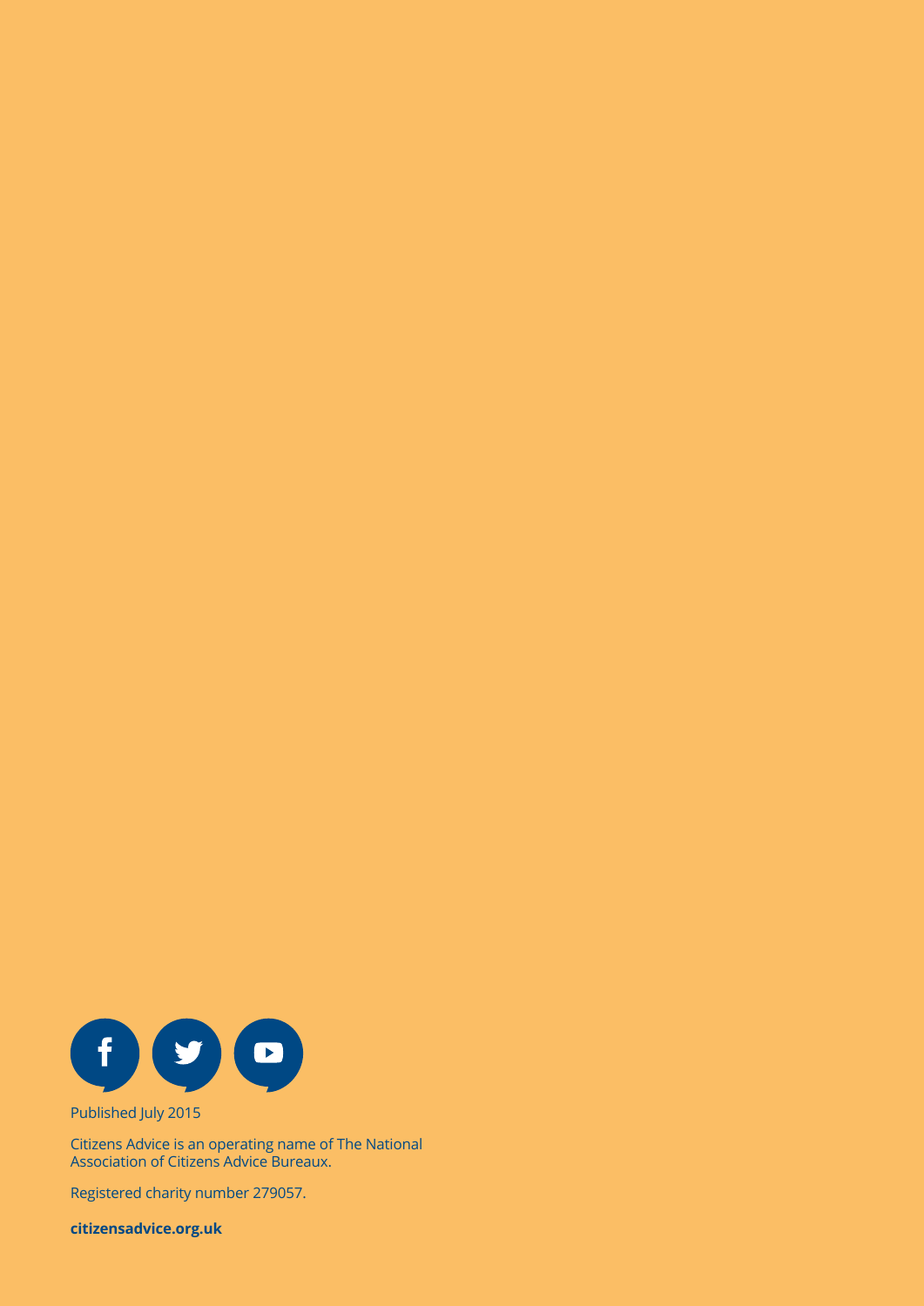Published July 2015

Citizens Advice is an operating name of The National Association of Citizens Advice Bureaux.

Registered charity number 279057.

**citizensadvice.org.uk**